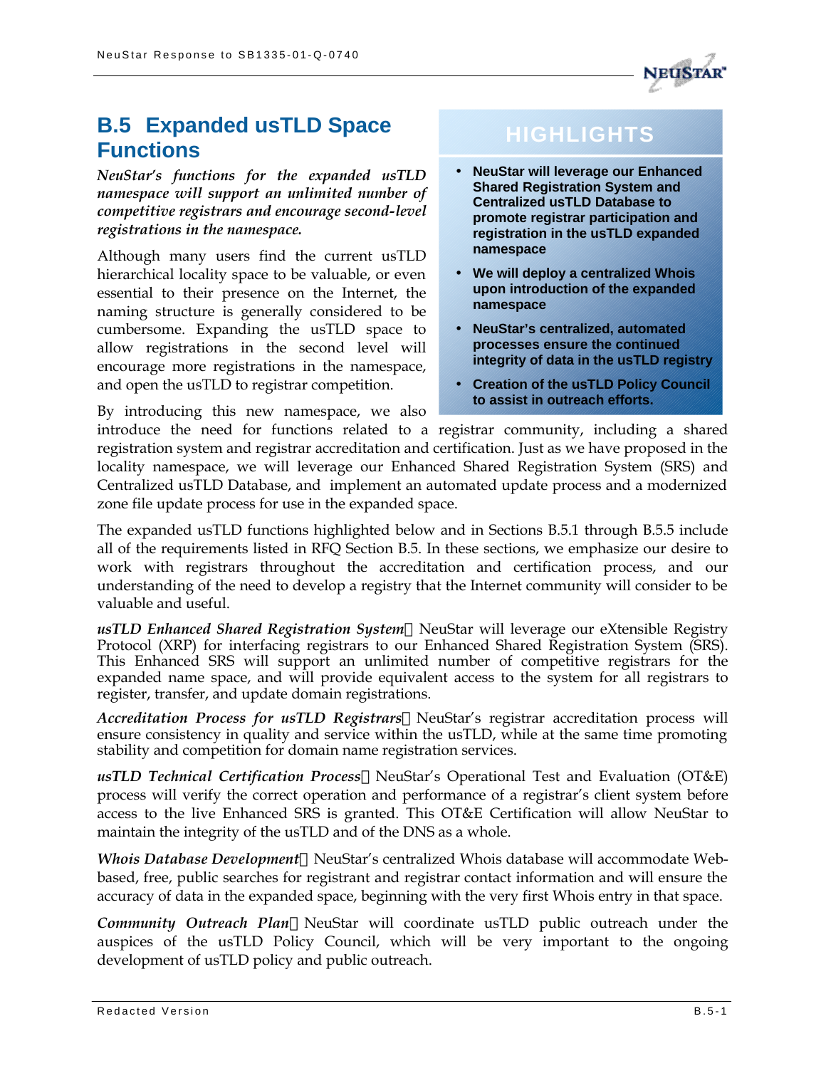## B.5 Expanded usTLD Space Functions

***NeuStar's functions for the expanded usTLD namespace will support an unlimited number of competitive registrars and encourage second-level registrations in the namespace.***

> **HIGHLIGHTS**
>
> - **NeuStar will leverage our Enhanced Shared Registration System and Centralized usTLD Database to promote registrar participation and registration in the usTLD expanded namespace**
> - **We will deploy a centralized Whois upon introduction of the expanded namespace**
> - **NeuStar's centralized, automated processes ensure the continued integrity of data in the usTLD registry**
> - **Creation of the usTLD Policy Council to assist in outreach efforts.**

Although many users find the current usTLD hierarchical locality space to be valuable, or even essential to their presence on the Internet, the naming structure is generally considered to be cumbersome. Expanding the usTLD space to allow registrations in the second level will encourage more registrations in the namespace, and open the usTLD to registrar competition.

By introducing this new namespace, we also introduce the need for functions related to a registrar community, including a shared registration system and registrar accreditation and certification. Just as we have proposed in the locality namespace, we will leverage our Enhanced Shared Registration System (SRS) and Centralized usTLD Database, and implement an automated update process and a modernized zone file update process for use in the expanded space.

The expanded usTLD functions highlighted below and in Sections B.5.1 through B.5.5 include all of the requirements listed in RFQ Section B.5. In these sections, we emphasize our desire to work with registrars throughout the accreditation and certification process, and our understanding of the need to develop a registry that the Internet community will consider to be valuable and useful.

***usTLD Enhanced Shared Registration System*** NeuStar will leverage our eXtensible Registry Protocol (XRP) for interfacing registrars to our Enhanced Shared Registration System (SRS). This Enhanced SRS will support an unlimited number of competitive registrars for the expanded name space, and will provide equivalent access to the system for all registrars to register, transfer, and update domain registrations.

***Accreditation Process for usTLD Registrars*** NeuStar's registrar accreditation process will ensure consistency in quality and service within the usTLD, while at the same time promoting stability and competition for domain name registration services.

***usTLD Technical Certification Process*** NeuStar's Operational Test and Evaluation (OT&E) process will verify the correct operation and performance of a registrar's client system before access to the live Enhanced SRS is granted. This OT&E Certification will allow NeuStar to maintain the integrity of the usTLD and of the DNS as a whole.

***Whois Database Development*** NeuStar's centralized Whois database will accommodate Web-based, free, public searches for registrant and registrar contact information and will ensure the accuracy of data in the expanded space, beginning with the very first Whois entry in that space.

***Community Outreach Plan*** NeuStar will coordinate usTLD public outreach under the auspices of the usTLD Policy Council, which will be very important to the ongoing development of usTLD policy and public outreach.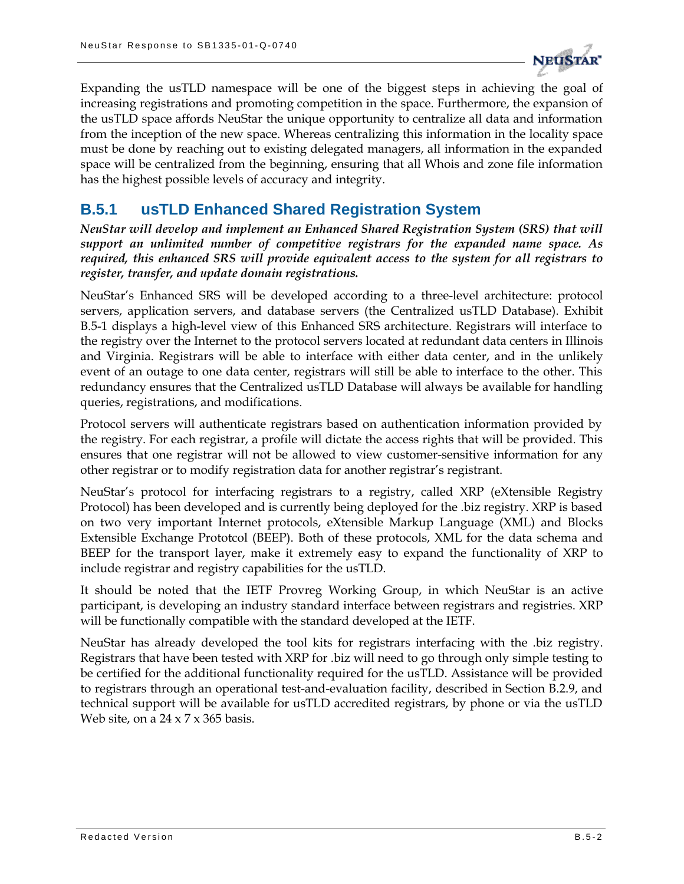Expanding the usTLD namespace will be one of the biggest steps in achieving the goal of increasing registrations and promoting competition in the space. Furthermore, the expansion of the usTLD space affords NeuStar the unique opportunity to centralize all data and information from the inception of the new space. Whereas centralizing this information in the locality space must be done by reaching out to existing delegated managers, all information in the expanded space will be centralized from the beginning, ensuring that all Whois and zone file information has the highest possible levels of accuracy and integrity.

### B.5.1 usTLD Enhanced Shared Registration System

***NeuStar will develop and implement an Enhanced Shared Registration System (SRS) that will support an unlimited number of competitive registrars for the expanded name space. As required, this enhanced SRS will provide equivalent access to the system for all registrars to register, transfer, and update domain registrations.***

NeuStar's Enhanced SRS will be developed according to a three-level architecture: protocol servers, application servers, and database servers (the Centralized usTLD Database). Exhibit B.5-1 displays a high-level view of this Enhanced SRS architecture. Registrars will interface to the registry over the Internet to the protocol servers located at redundant data centers in Illinois and Virginia. Registrars will be able to interface with either data center, and in the unlikely event of an outage to one data center, registrars will still be able to interface to the other. This redundancy ensures that the Centralized usTLD Database will always be available for handling queries, registrations, and modifications.

Protocol servers will authenticate registrars based on authentication information provided by the registry. For each registrar, a profile will dictate the access rights that will be provided. This ensures that one registrar will not be allowed to view customer-sensitive information for any other registrar or to modify registration data for another registrar's registrant.

NeuStar's protocol for interfacing registrars to a registry, called XRP (eXtensible Registry Protocol) has been developed and is currently being deployed for the .biz registry. XRP is based on two very important Internet protocols, eXtensible Markup Language (XML) and Blocks Extensible Exchange Prototcol (BEEP). Both of these protocols, XML for the data schema and BEEP for the transport layer, make it extremely easy to expand the functionality of XRP to include registrar and registry capabilities for the usTLD.

It should be noted that the IETF Provreg Working Group, in which NeuStar is an active participant, is developing an industry standard interface between registrars and registries. XRP will be functionally compatible with the standard developed at the IETF.

NeuStar has already developed the tool kits for registrars interfacing with the .biz registry. Registrars that have been tested with XRP for .biz will need to go through only simple testing to be certified for the additional functionality required for the usTLD. Assistance will be provided to registrars through an operational test-and-evaluation facility, described in Section B.2.9, and technical support will be available for usTLD accredited registrars, by phone or via the usTLD Web site, on a 24 x 7 x 365 basis.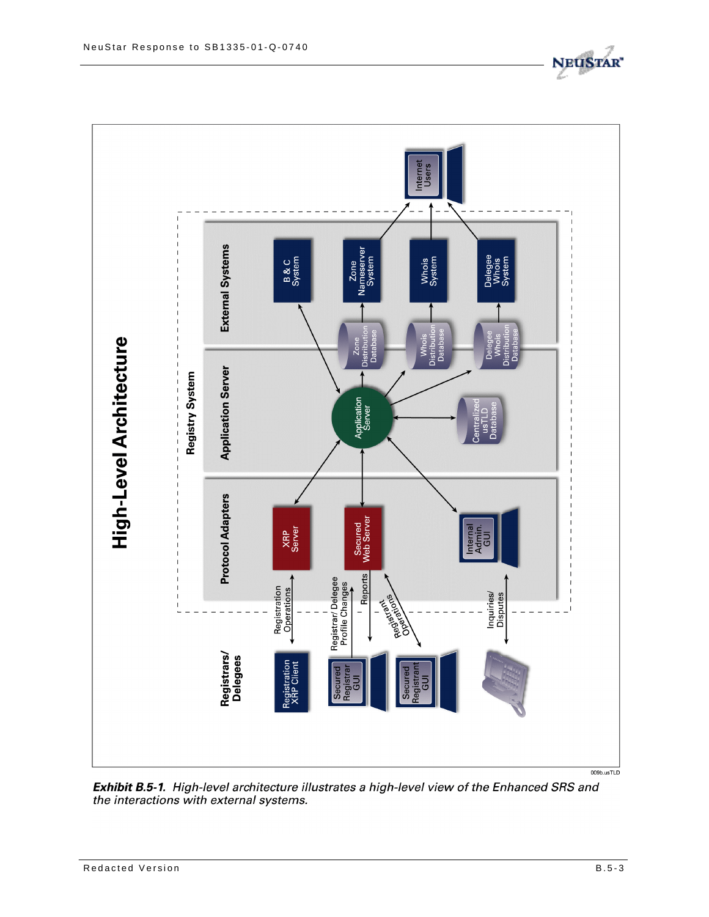**Exhibit B.5-1.** *High-level architecture illustrates a high-level view of the Enhanced SRS and the interactions with external systems.*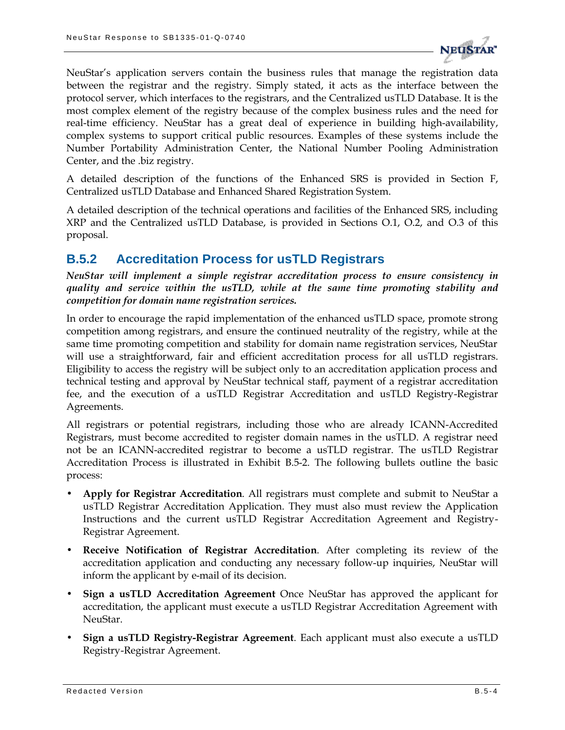NeuStar's application servers contain the business rules that manage the registration data between the registrar and the registry. Simply stated, it acts as the interface between the protocol server, which interfaces to the registrars, and the Centralized usTLD Database. It is the most complex element of the registry because of the complex business rules and the need for real-time efficiency. NeuStar has a great deal of experience in building high-availability, complex systems to support critical public resources. Examples of these systems include the Number Portability Administration Center, the National Number Pooling Administration Center, and the .biz registry.

A detailed description of the functions of the Enhanced SRS is provided in Section F, Centralized usTLD Database and Enhanced Shared Registration System.

A detailed description of the technical operations and facilities of the Enhanced SRS, including XRP and the Centralized usTLD Database, is provided in Sections O.1, O.2, and O.3 of this proposal.

## B.5.2 Accreditation Process for usTLD Registrars

***NeuStar will implement a simple registrar accreditation process to ensure consistency in quality and service within the usTLD, while at the same time promoting stability and competition for domain name registration services.***

In order to encourage the rapid implementation of the enhanced usTLD space, promote strong competition among registrars, and ensure the continued neutrality of the registry, while at the same time promoting competition and stability for domain name registration services, NeuStar will use a straightforward, fair and efficient accreditation process for all usTLD registrars. Eligibility to access the registry will be subject only to an accreditation application process and technical testing and approval by NeuStar technical staff, payment of a registrar accreditation fee, and the execution of a usTLD Registrar Accreditation and usTLD Registry-Registrar Agreements.

All registrars or potential registrars, including those who are already ICANN-Accredited Registrars, must become accredited to register domain names in the usTLD. A registrar need not be an ICANN-accredited registrar to become a usTLD registrar. The usTLD Registrar Accreditation Process is illustrated in Exhibit B.5-2. The following bullets outline the basic process:

- **Apply for Registrar Accreditation**. All registrars must complete and submit to NeuStar a usTLD Registrar Accreditation Application. They must also must review the Application Instructions and the current usTLD Registrar Accreditation Agreement and Registry-Registrar Agreement.
- **Receive Notification of Registrar Accreditation**. After completing its review of the accreditation application and conducting any necessary follow-up inquiries, NeuStar will inform the applicant by e-mail of its decision.
- **Sign a usTLD Accreditation Agreement** Once NeuStar has approved the applicant for accreditation, the applicant must execute a usTLD Registrar Accreditation Agreement with NeuStar.
- **Sign a usTLD Registry-Registrar Agreement**. Each applicant must also execute a usTLD Registry-Registrar Agreement.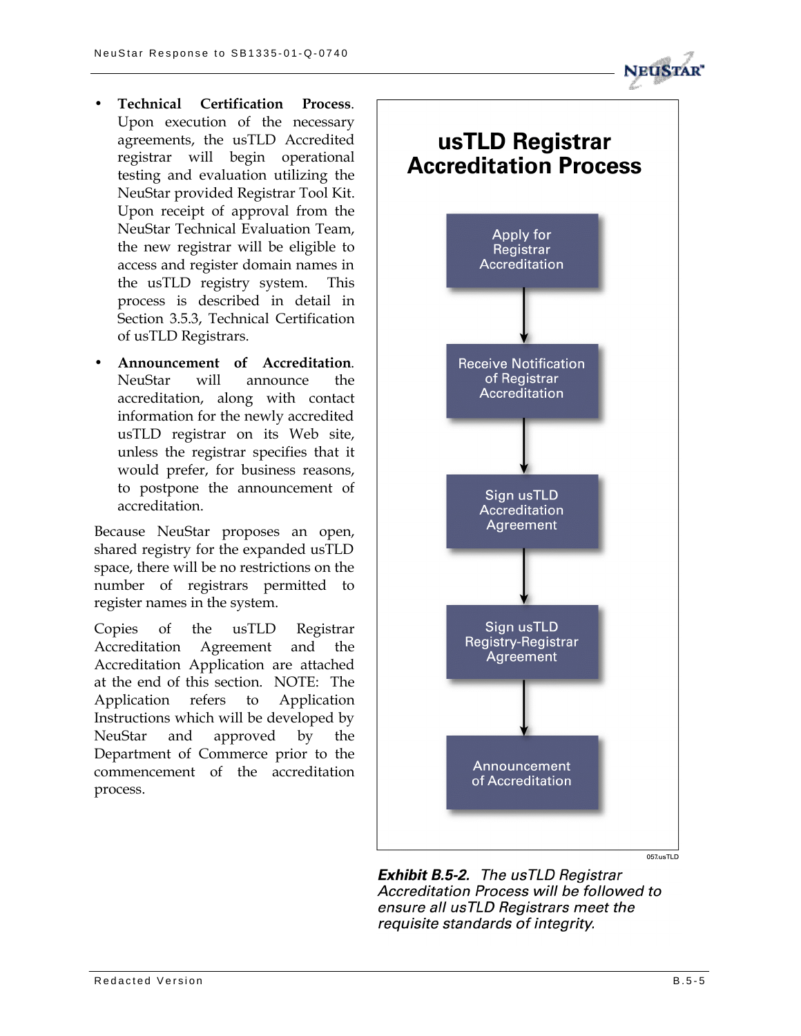- **Technical Certification Process**. Upon execution of the necessary agreements, the usTLD Accredited registrar will begin operational testing and evaluation utilizing the NeuStar provided Registrar Tool Kit. Upon receipt of approval from the NeuStar Technical Evaluation Team, the new registrar will be eligible to access and register domain names in the usTLD registry system. This process is described in detail in Section 3.5.3, Technical Certification of usTLD Registrars.
- **Announcement of Accreditation**. NeuStar will announce the accreditation, along with contact information for the newly accredited usTLD registrar on its Web site, unless the registrar specifies that it would prefer, for business reasons, to postpone the announcement of accreditation.

Because NeuStar proposes an open, shared registry for the expanded usTLD space, there will be no restrictions on the number of registrars permitted to register names in the system.

Copies of the usTLD Registrar Accreditation Agreement and the Accreditation Application are attached at the end of this section. NOTE: The Application refers to Application Instructions which will be developed by NeuStar and approved by the Department of Commerce prior to the commencement of the accreditation process.

**usTLD Registrar Accreditation Process**

Apply for Registrar Accreditation → Receive Notification of Registrar Accreditation → Sign usTLD Accreditation Agreement → Sign usTLD Registry-Registrar Agreement → Announcement of Accreditation

057.usTLD

***Exhibit B.5-2.*** *The usTLD Registrar Accreditation Process will be followed to ensure all usTLD Registrars meet the requisite standards of integrity.*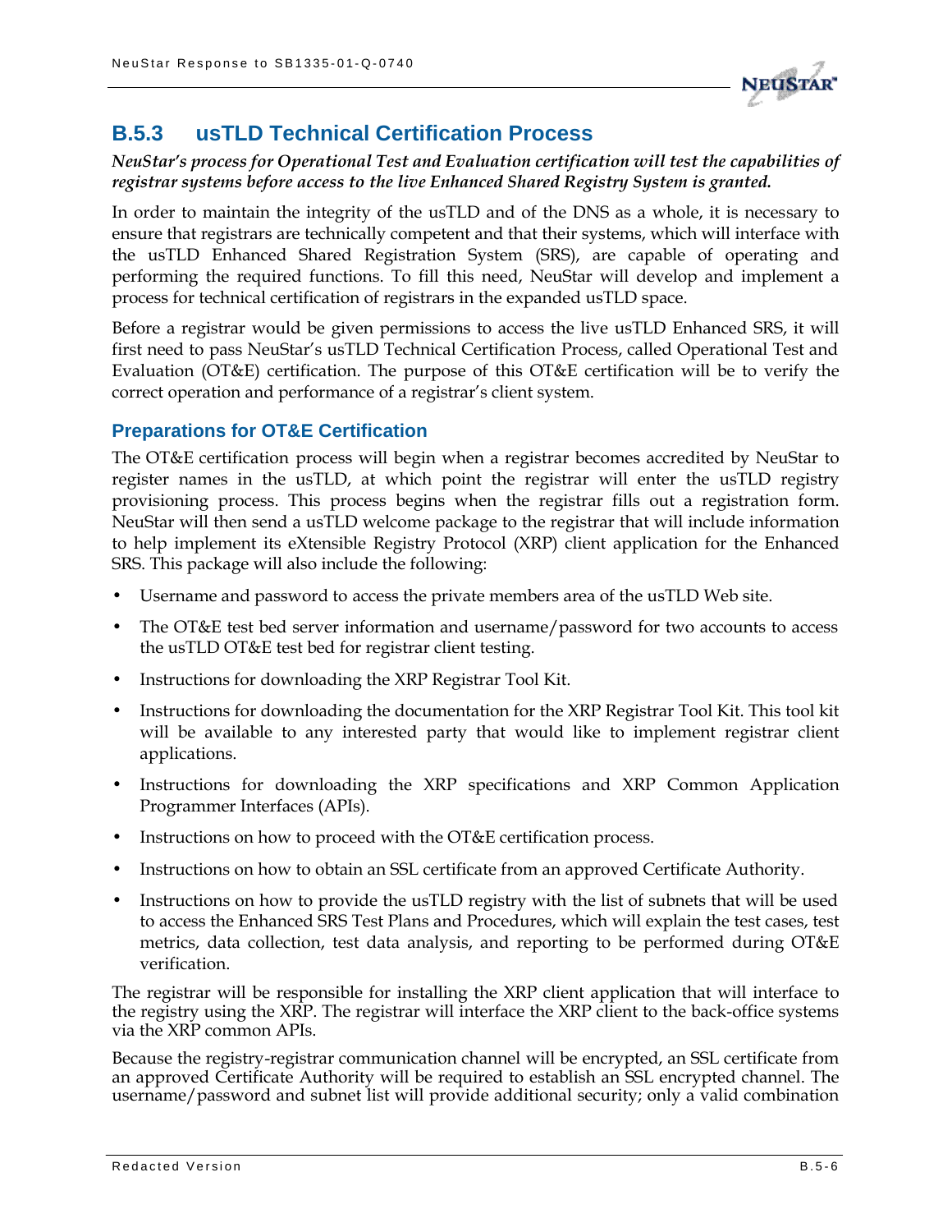## B.5.3 usTLD Technical Certification Process

***NeuStar's process for Operational Test and Evaluation certification will test the capabilities of registrar systems before access to the live Enhanced Shared Registry System is granted.***

In order to maintain the integrity of the usTLD and of the DNS as a whole, it is necessary to ensure that registrars are technically competent and that their systems, which will interface with the usTLD Enhanced Shared Registration System (SRS), are capable of operating and performing the required functions. To fill this need, NeuStar will develop and implement a process for technical certification of registrars in the expanded usTLD space.

Before a registrar would be given permissions to access the live usTLD Enhanced SRS, it will first need to pass NeuStar's usTLD Technical Certification Process, called Operational Test and Evaluation (OT&E) certification. The purpose of this OT&E certification will be to verify the correct operation and performance of a registrar's client system.

### Preparations for OT&E Certification

The OT&E certification process will begin when a registrar becomes accredited by NeuStar to register names in the usTLD, at which point the registrar will enter the usTLD registry provisioning process. This process begins when the registrar fills out a registration form. NeuStar will then send a usTLD welcome package to the registrar that will include information to help implement its eXtensible Registry Protocol (XRP) client application for the Enhanced SRS. This package will also include the following:

- Username and password to access the private members area of the usTLD Web site.
- The OT&E test bed server information and username/password for two accounts to access the usTLD OT&E test bed for registrar client testing.
- Instructions for downloading the XRP Registrar Tool Kit.
- Instructions for downloading the documentation for the XRP Registrar Tool Kit. This tool kit will be available to any interested party that would like to implement registrar client applications.
- Instructions for downloading the XRP specifications and XRP Common Application Programmer Interfaces (APIs).
- Instructions on how to proceed with the OT&E certification process.
- Instructions on how to obtain an SSL certificate from an approved Certificate Authority.
- Instructions on how to provide the usTLD registry with the list of subnets that will be used to access the Enhanced SRS Test Plans and Procedures, which will explain the test cases, test metrics, data collection, test data analysis, and reporting to be performed during OT&E verification.

The registrar will be responsible for installing the XRP client application that will interface to the registry using the XRP. The registrar will interface the XRP client to the back-office systems via the XRP common APIs.

Because the registry-registrar communication channel will be encrypted, an SSL certificate from an approved Certificate Authority will be required to establish an SSL encrypted channel. The username/password and subnet list will provide additional security; only a valid combination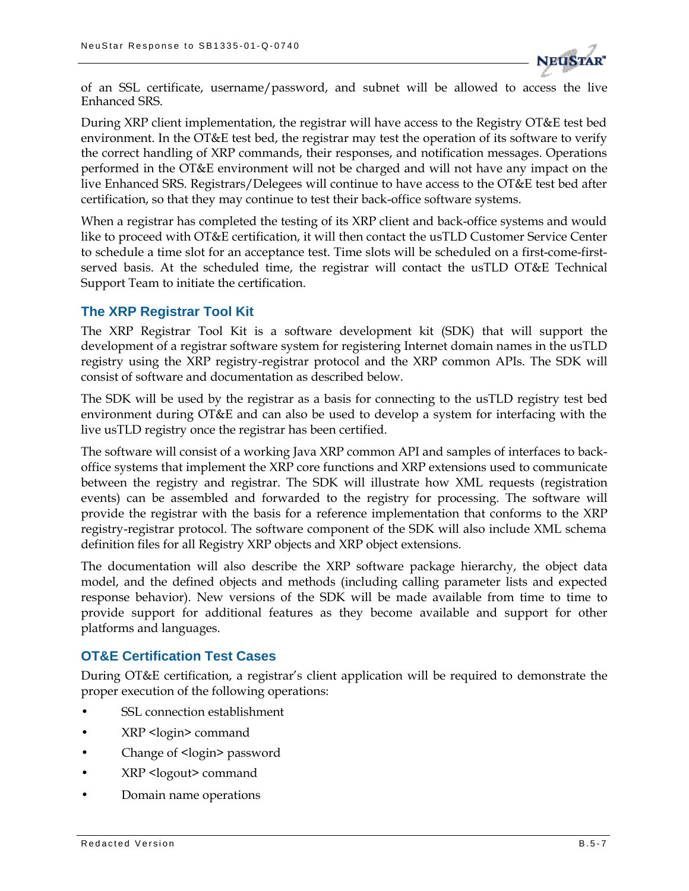of an SSL certificate, username/password, and subnet will be allowed to access the live Enhanced SRS.

During XRP client implementation, the registrar will have access to the Registry OT&E test bed environment. In the OT&E test bed, the registrar may test the operation of its software to verify the correct handling of XRP commands, their responses, and notification messages. Operations performed in the OT&E environment will not be charged and will not have any impact on the live Enhanced SRS. Registrars/Delegees will continue to have access to the OT&E test bed after certification, so that they may continue to test their back-office software systems.

When a registrar has completed the testing of its XRP client and back-office systems and would like to proceed with OT&E certification, it will then contact the usTLD Customer Service Center to schedule a time slot for an acceptance test. Time slots will be scheduled on a first-come-first-served basis. At the scheduled time, the registrar will contact the usTLD OT&E Technical Support Team to initiate the certification.

### The XRP Registrar Tool Kit

The XRP Registrar Tool Kit is a software development kit (SDK) that will support the development of a registrar software system for registering Internet domain names in the usTLD registry using the XRP registry-registrar protocol and the XRP common APIs. The SDK will consist of software and documentation as described below.

The SDK will be used by the registrar as a basis for connecting to the usTLD registry test bed environment during OT&E and can also be used to develop a system for interfacing with the live usTLD registry once the registrar has been certified.

The software will consist of a working Java XRP common API and samples of interfaces to back-office systems that implement the XRP core functions and XRP extensions used to communicate between the registry and registrar. The SDK will illustrate how XML requests (registration events) can be assembled and forwarded to the registry for processing. The software will provide the registrar with the basis for a reference implementation that conforms to the XRP registry-registrar protocol. The software component of the SDK will also include XML schema definition files for all Registry XRP objects and XRP object extensions.

The documentation will also describe the XRP software package hierarchy, the object data model, and the defined objects and methods (including calling parameter lists and expected response behavior). New versions of the SDK will be made available from time to time to provide support for additional features as they become available and support for other platforms and languages.

### OT&E Certification Test Cases

During OT&E certification, a registrar's client application will be required to demonstrate the proper execution of the following operations:

- SSL connection establishment
- XRP <login> command
- Change of <login> password
- XRP <logout> command
- Domain name operations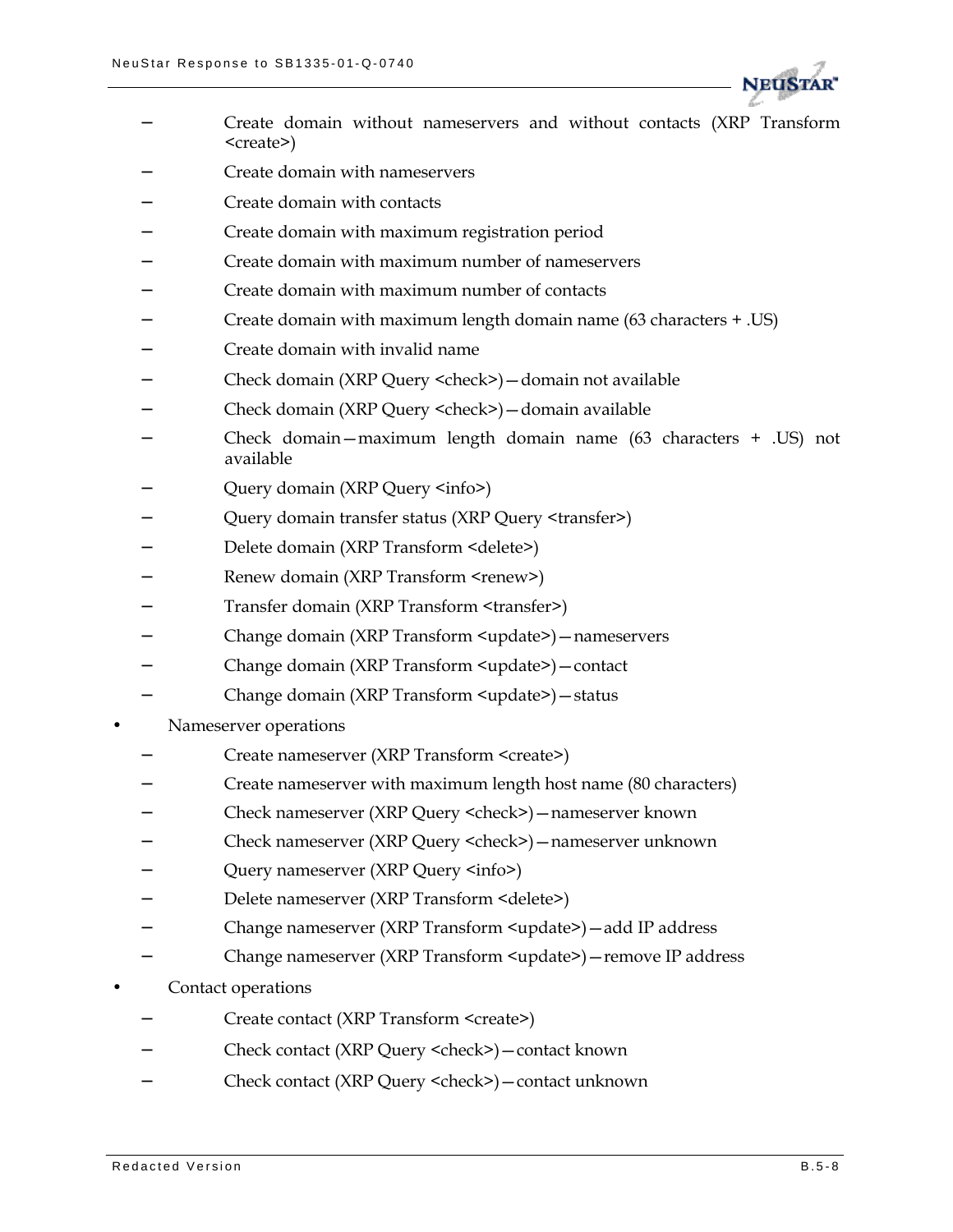- Create domain without nameservers and without contacts (XRP Transform <create>)
  - Create domain with nameservers
  - Create domain with contacts
  - Create domain with maximum registration period
  - Create domain with maximum number of nameservers
  - Create domain with maximum number of contacts
  - Create domain with maximum length domain name (63 characters + .US)
  - Create domain with invalid name
  - Check domain (XRP Query <check>)—domain not available
  - Check domain (XRP Query <check>)—domain available
  - Check domain—maximum length domain name (63 characters + .US) not available
  - Query domain (XRP Query <info>)
  - Query domain transfer status (XRP Query <transfer>)
  - Delete domain (XRP Transform <delete>)
  - Renew domain (XRP Transform <renew>)
  - Transfer domain (XRP Transform <transfer>)
  - Change domain (XRP Transform <update>)—nameservers
  - Change domain (XRP Transform <update>)—contact
  - Change domain (XRP Transform <update>)—status
- Nameserver operations
  - Create nameserver (XRP Transform <create>)
  - Create nameserver with maximum length host name (80 characters)
  - Check nameserver (XRP Query <check>)—nameserver known
  - Check nameserver (XRP Query <check>)—nameserver unknown
  - Query nameserver (XRP Query <info>)
  - Delete nameserver (XRP Transform <delete>)
  - Change nameserver (XRP Transform <update>)—add IP address
  - Change nameserver (XRP Transform <update>)—remove IP address
- Contact operations
  - Create contact (XRP Transform <create>)
  - Check contact (XRP Query <check>)—contact known
  - Check contact (XRP Query <check>)—contact unknown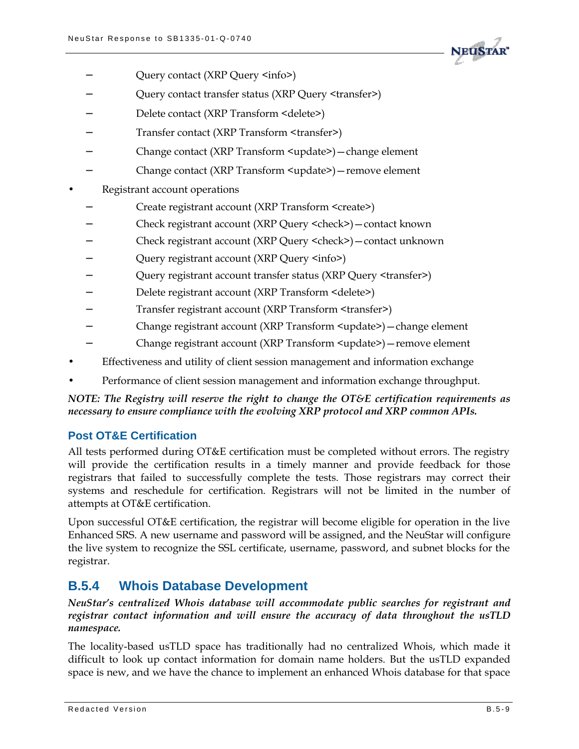- Query contact (XRP Query <info>)
  - Query contact transfer status (XRP Query <transfer>)
  - Delete contact (XRP Transform <delete>)
  - Transfer contact (XRP Transform <transfer>)
  - Change contact (XRP Transform <update>)—change element
  - Change contact (XRP Transform <update>)—remove element
- Registrant account operations
  - Create registrant account (XRP Transform <create>)
  - Check registrant account (XRP Query <check>)—contact known
  - Check registrant account (XRP Query <check>)—contact unknown
  - Query registrant account (XRP Query <info>)
  - Query registrant account transfer status (XRP Query <transfer>)
  - Delete registrant account (XRP Transform <delete>)
  - Transfer registrant account (XRP Transform <transfer>)
  - Change registrant account (XRP Transform <update>)—change element
  - Change registrant account (XRP Transform <update>)—remove element
- Effectiveness and utility of client session management and information exchange
- Performance of client session management and information exchange throughput.

***NOTE: The Registry will reserve the right to change the OT&E certification requirements as necessary to ensure compliance with the evolving XRP protocol and XRP common APIs.***

### Post OT&E Certification

All tests performed during OT&E certification must be completed without errors. The registry will provide the certification results in a timely manner and provide feedback for those registrars that failed to successfully complete the tests. Those registrars may correct their systems and reschedule for certification. Registrars will not be limited in the number of attempts at OT&E certification.

Upon successful OT&E certification, the registrar will become eligible for operation in the live Enhanced SRS. A new username and password will be assigned, and the NeuStar will configure the live system to recognize the SSL certificate, username, password, and subnet blocks for the registrar.

## B.5.4 Whois Database Development

***NeuStar's centralized Whois database will accommodate public searches for registrant and registrar contact information and will ensure the accuracy of data throughout the usTLD namespace.***

The locality-based usTLD space has traditionally had no centralized Whois, which made it difficult to look up contact information for domain name holders. But the usTLD expanded space is new, and we have the chance to implement an enhanced Whois database for that space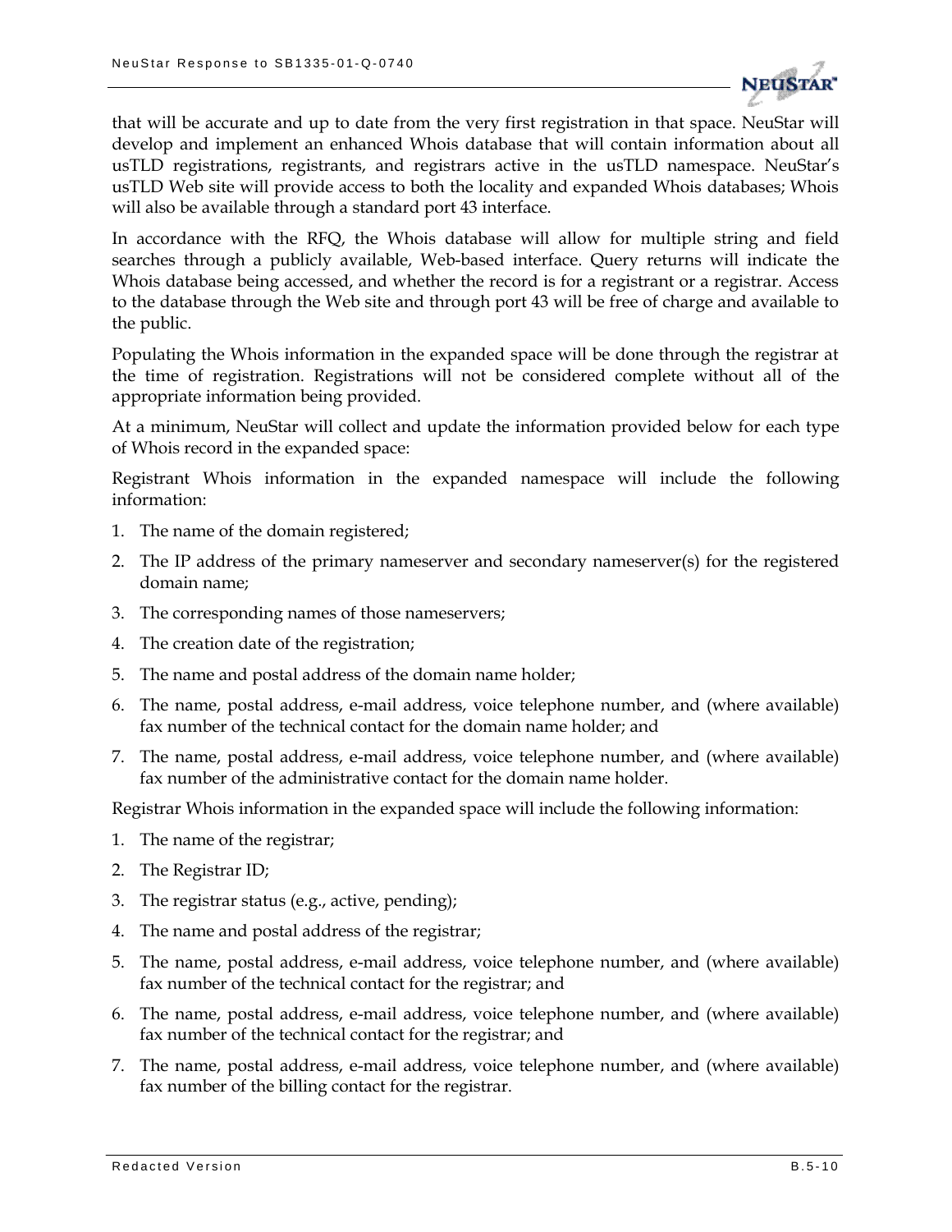that will be accurate and up to date from the very first registration in that space. NeuStar will develop and implement an enhanced Whois database that will contain information about all usTLD registrations, registrants, and registrars active in the usTLD namespace. NeuStar's usTLD Web site will provide access to both the locality and expanded Whois databases; Whois will also be available through a standard port 43 interface.

In accordance with the RFQ, the Whois database will allow for multiple string and field searches through a publicly available, Web-based interface. Query returns will indicate the Whois database being accessed, and whether the record is for a registrant or a registrar. Access to the database through the Web site and through port 43 will be free of charge and available to the public.

Populating the Whois information in the expanded space will be done through the registrar at the time of registration. Registrations will not be considered complete without all of the appropriate information being provided.

At a minimum, NeuStar will collect and update the information provided below for each type of Whois record in the expanded space:

Registrant Whois information in the expanded namespace will include the following information:

1. The name of the domain registered;
2. The IP address of the primary nameserver and secondary nameserver(s) for the registered domain name;
3. The corresponding names of those nameservers;
4. The creation date of the registration;
5. The name and postal address of the domain name holder;
6. The name, postal address, e-mail address, voice telephone number, and (where available) fax number of the technical contact for the domain name holder; and
7. The name, postal address, e-mail address, voice telephone number, and (where available) fax number of the administrative contact for the domain name holder.

Registrar Whois information in the expanded space will include the following information:

1. The name of the registrar;
2. The Registrar ID;
3. The registrar status (e.g., active, pending);
4. The name and postal address of the registrar;
5. The name, postal address, e-mail address, voice telephone number, and (where available) fax number of the technical contact for the registrar; and
6. The name, postal address, e-mail address, voice telephone number, and (where available) fax number of the technical contact for the registrar; and
7. The name, postal address, e-mail address, voice telephone number, and (where available) fax number of the billing contact for the registrar.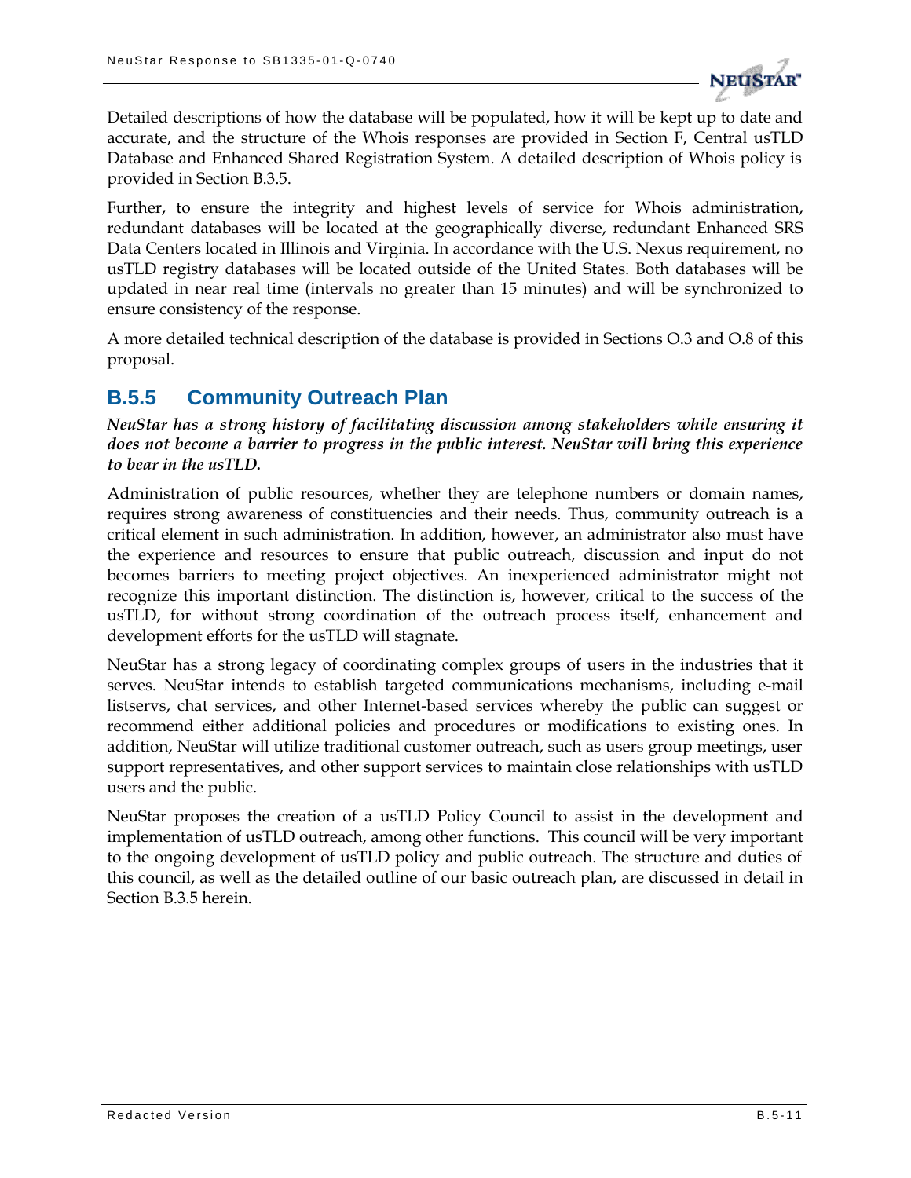Detailed descriptions of how the database will be populated, how it will be kept up to date and accurate, and the structure of the Whois responses are provided in Section F, Central usTLD Database and Enhanced Shared Registration System. A detailed description of Whois policy is provided in Section B.3.5.

Further, to ensure the integrity and highest levels of service for Whois administration, redundant databases will be located at the geographically diverse, redundant Enhanced SRS Data Centers located in Illinois and Virginia. In accordance with the U.S. Nexus requirement, no usTLD registry databases will be located outside of the United States. Both databases will be updated in near real time (intervals no greater than 15 minutes) and will be synchronized to ensure consistency of the response.

A more detailed technical description of the database is provided in Sections O.3 and O.8 of this proposal.

### B.5.5 Community Outreach Plan

***NeuStar has a strong history of facilitating discussion among stakeholders while ensuring it does not become a barrier to progress in the public interest. NeuStar will bring this experience to bear in the usTLD.***

Administration of public resources, whether they are telephone numbers or domain names, requires strong awareness of constituencies and their needs. Thus, community outreach is a critical element in such administration. In addition, however, an administrator also must have the experience and resources to ensure that public outreach, discussion and input do not becomes barriers to meeting project objectives. An inexperienced administrator might not recognize this important distinction. The distinction is, however, critical to the success of the usTLD, for without strong coordination of the outreach process itself, enhancement and development efforts for the usTLD will stagnate.

NeuStar has a strong legacy of coordinating complex groups of users in the industries that it serves. NeuStar intends to establish targeted communications mechanisms, including e-mail listservs, chat services, and other Internet-based services whereby the public can suggest or recommend either additional policies and procedures or modifications to existing ones. In addition, NeuStar will utilize traditional customer outreach, such as users group meetings, user support representatives, and other support services to maintain close relationships with usTLD users and the public.

NeuStar proposes the creation of a usTLD Policy Council to assist in the development and implementation of usTLD outreach, among other functions. This council will be very important to the ongoing development of usTLD policy and public outreach. The structure and duties of this council, as well as the detailed outline of our basic outreach plan, are discussed in detail in Section B.3.5 herein.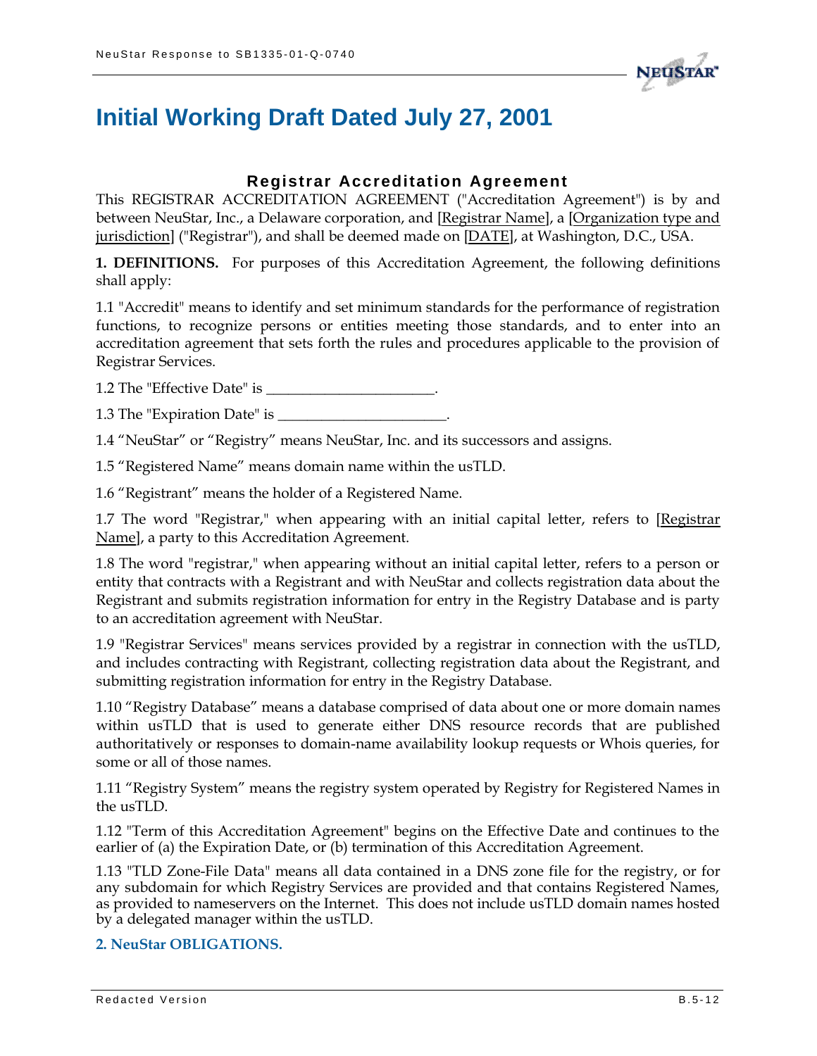# Initial Working Draft Dated July 27, 2001

### Registrar Accreditation Agreement

This REGISTRAR ACCREDITATION AGREEMENT ("Accreditation Agreement") is by and between NeuStar, Inc., a Delaware corporation, and [Registrar Name], a [Organization type and jurisdiction] ("Registrar"), and shall be deemed made on [DATE], at Washington, D.C., USA.

**1. DEFINITIONS.** For purposes of this Accreditation Agreement, the following definitions shall apply:

1.1 "Accredit" means to identify and set minimum standards for the performance of registration functions, to recognize persons or entities meeting those standards, and to enter into an accreditation agreement that sets forth the rules and procedures applicable to the provision of Registrar Services.

1.2 The "Effective Date" is _______________________.

1.3 The "Expiration Date" is _______________________.

1.4 "NeuStar" or "Registry" means NeuStar, Inc. and its successors and assigns.

1.5 "Registered Name" means domain name within the usTLD.

1.6 "Registrant" means the holder of a Registered Name.

1.7 The word "Registrar," when appearing with an initial capital letter, refers to [Registrar Name], a party to this Accreditation Agreement.

1.8 The word "registrar," when appearing without an initial capital letter, refers to a person or entity that contracts with a Registrant and with NeuStar and collects registration data about the Registrant and submits registration information for entry in the Registry Database and is party to an accreditation agreement with NeuStar.

1.9 "Registrar Services" means services provided by a registrar in connection with the usTLD, and includes contracting with Registrant, collecting registration data about the Registrant, and submitting registration information for entry in the Registry Database.

1.10 "Registry Database" means a database comprised of data about one or more domain names within usTLD that is used to generate either DNS resource records that are published authoritatively or responses to domain-name availability lookup requests or Whois queries, for some or all of those names.

1.11 "Registry System" means the registry system operated by Registry for Registered Names in the usTLD.

1.12 "Term of this Accreditation Agreement" begins on the Effective Date and continues to the earlier of (a) the Expiration Date, or (b) termination of this Accreditation Agreement.

1.13 "TLD Zone-File Data" means all data contained in a DNS zone file for the registry, or for any subdomain for which Registry Services are provided and that contains Registered Names, as provided to nameservers on the Internet. This does not include usTLD domain names hosted by a delegated manager within the usTLD.

**2. NeuStar OBLIGATIONS.**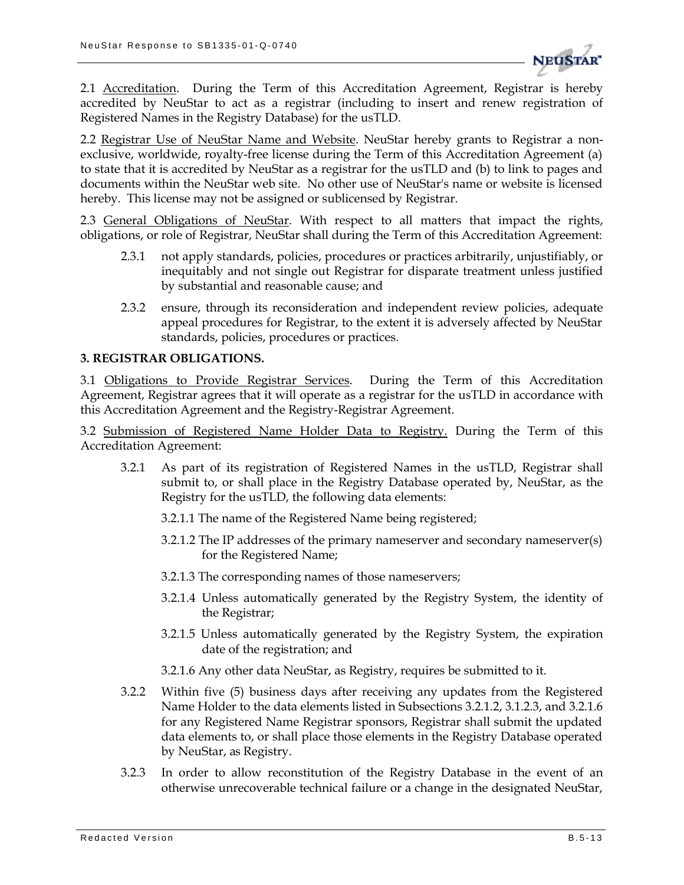2.1 Accreditation. During the Term of this Accreditation Agreement, Registrar is hereby accredited by NeuStar to act as a registrar (including to insert and renew registration of Registered Names in the Registry Database) for the usTLD.

2.2 Registrar Use of NeuStar Name and Website. NeuStar hereby grants to Registrar a non-exclusive, worldwide, royalty-free license during the Term of this Accreditation Agreement (a) to state that it is accredited by NeuStar as a registrar for the usTLD and (b) to link to pages and documents within the NeuStar web site. No other use of NeuStar's name or website is licensed hereby. This license may not be assigned or sublicensed by Registrar.

2.3 General Obligations of NeuStar. With respect to all matters that impact the rights, obligations, or role of Registrar, NeuStar shall during the Term of this Accreditation Agreement:

2.3.1 not apply standards, policies, procedures or practices arbitrarily, unjustifiably, or inequitably and not single out Registrar for disparate treatment unless justified by substantial and reasonable cause; and

2.3.2 ensure, through its reconsideration and independent review policies, adequate appeal procedures for Registrar, to the extent it is adversely affected by NeuStar standards, policies, procedures or practices.

**3. REGISTRAR OBLIGATIONS.**

3.1 Obligations to Provide Registrar Services. During the Term of this Accreditation Agreement, Registrar agrees that it will operate as a registrar for the usTLD in accordance with this Accreditation Agreement and the Registry-Registrar Agreement.

3.2 Submission of Registered Name Holder Data to Registry. During the Term of this Accreditation Agreement:

3.2.1 As part of its registration of Registered Names in the usTLD, Registrar shall submit to, or shall place in the Registry Database operated by, NeuStar, as the Registry for the usTLD, the following data elements:

3.2.1.1 The name of the Registered Name being registered;

3.2.1.2 The IP addresses of the primary nameserver and secondary nameserver(s) for the Registered Name;

3.2.1.3 The corresponding names of those nameservers;

3.2.1.4 Unless automatically generated by the Registry System, the identity of the Registrar;

3.2.1.5 Unless automatically generated by the Registry System, the expiration date of the registration; and

3.2.1.6 Any other data NeuStar, as Registry, requires be submitted to it.

3.2.2 Within five (5) business days after receiving any updates from the Registered Name Holder to the data elements listed in Subsections 3.2.1.2, 3.1.2.3, and 3.2.1.6 for any Registered Name Registrar sponsors, Registrar shall submit the updated data elements to, or shall place those elements in the Registry Database operated by NeuStar, as Registry.

3.2.3 In order to allow reconstitution of the Registry Database in the event of an otherwise unrecoverable technical failure or a change in the designated NeuStar,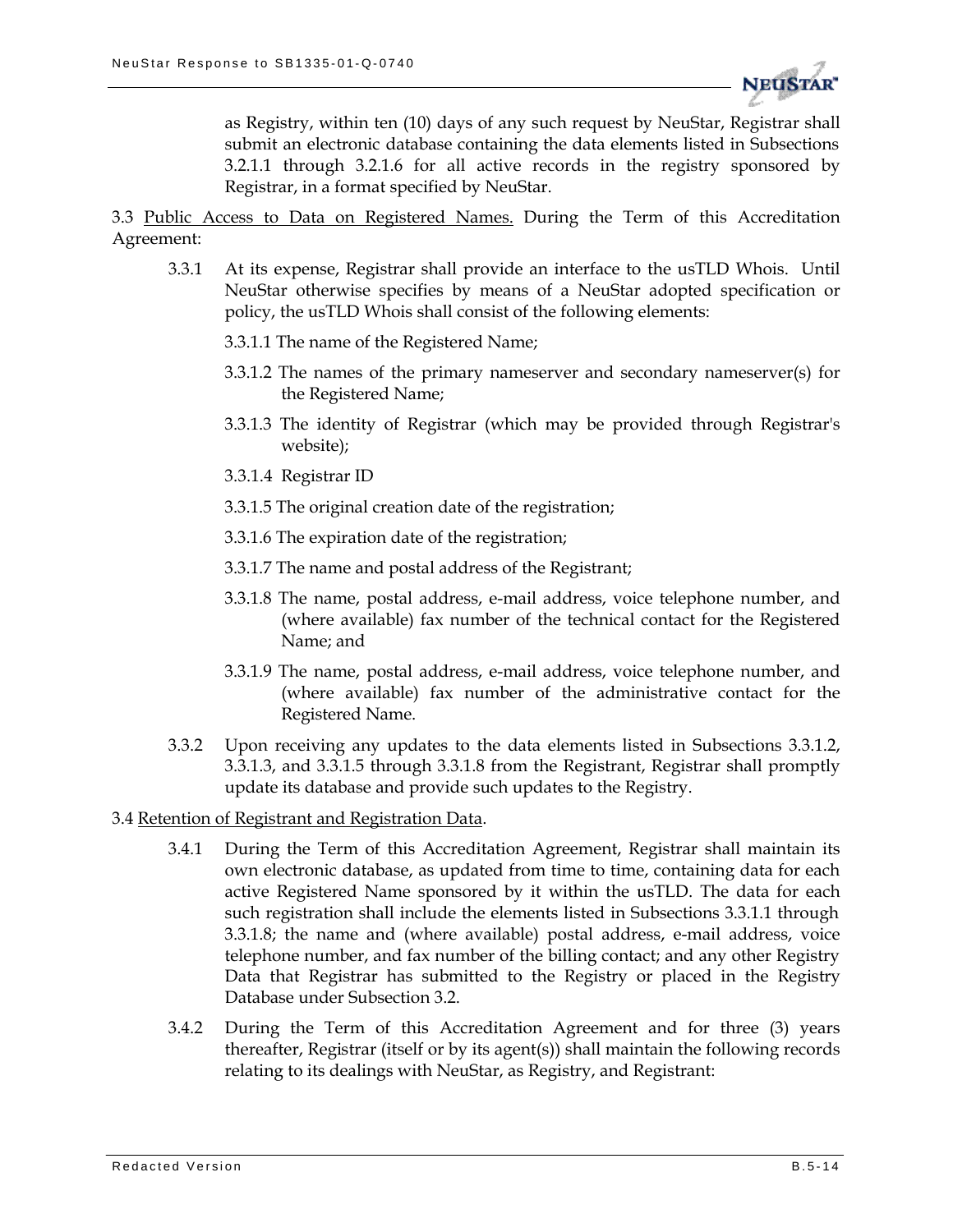as Registry, within ten (10) days of any such request by NeuStar, Registrar shall submit an electronic database containing the data elements listed in Subsections 3.2.1.1 through 3.2.1.6 for all active records in the registry sponsored by Registrar, in a format specified by NeuStar.

3.3 Public Access to Data on Registered Names. During the Term of this Accreditation Agreement:

3.3.1 At its expense, Registrar shall provide an interface to the usTLD Whois. Until NeuStar otherwise specifies by means of a NeuStar adopted specification or policy, the usTLD Whois shall consist of the following elements:

3.3.1.1 The name of the Registered Name;

3.3.1.2 The names of the primary nameserver and secondary nameserver(s) for the Registered Name;

3.3.1.3 The identity of Registrar (which may be provided through Registrar's website);

3.3.1.4 Registrar ID

3.3.1.5 The original creation date of the registration;

3.3.1.6 The expiration date of the registration;

3.3.1.7 The name and postal address of the Registrant;

3.3.1.8 The name, postal address, e-mail address, voice telephone number, and (where available) fax number of the technical contact for the Registered Name; and

3.3.1.9 The name, postal address, e-mail address, voice telephone number, and (where available) fax number of the administrative contact for the Registered Name.

3.3.2 Upon receiving any updates to the data elements listed in Subsections 3.3.1.2, 3.3.1.3, and 3.3.1.5 through 3.3.1.8 from the Registrant, Registrar shall promptly update its database and provide such updates to the Registry.

3.4 Retention of Registrant and Registration Data.

3.4.1 During the Term of this Accreditation Agreement, Registrar shall maintain its own electronic database, as updated from time to time, containing data for each active Registered Name sponsored by it within the usTLD. The data for each such registration shall include the elements listed in Subsections 3.3.1.1 through 3.3.1.8; the name and (where available) postal address, e-mail address, voice telephone number, and fax number of the billing contact; and any other Registry Data that Registrar has submitted to the Registry or placed in the Registry Database under Subsection 3.2.

3.4.2 During the Term of this Accreditation Agreement and for three (3) years thereafter, Registrar (itself or by its agent(s)) shall maintain the following records relating to its dealings with NeuStar, as Registry, and Registrant: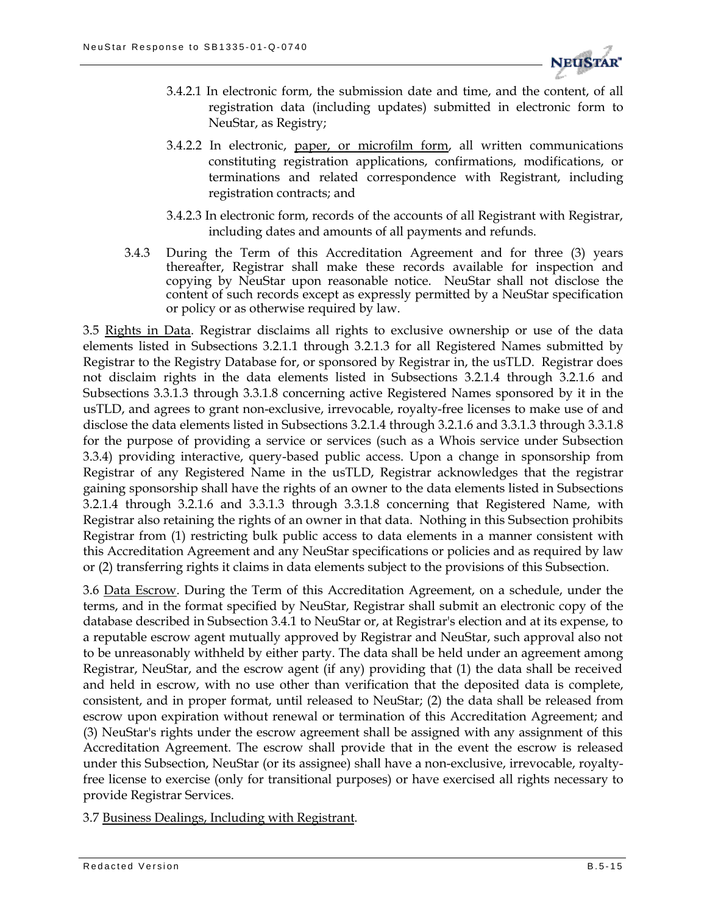3.4.2.1 In electronic form, the submission date and time, and the content, of all registration data (including updates) submitted in electronic form to NeuStar, as Registry;

3.4.2.2 In electronic, paper, or microfilm form, all written communications constituting registration applications, confirmations, modifications, or terminations and related correspondence with Registrant, including registration contracts; and

3.4.2.3 In electronic form, records of the accounts of all Registrant with Registrar, including dates and amounts of all payments and refunds.

3.4.3 During the Term of this Accreditation Agreement and for three (3) years thereafter, Registrar shall make these records available for inspection and copying by NeuStar upon reasonable notice. NeuStar shall not disclose the content of such records except as expressly permitted by a NeuStar specification or policy or as otherwise required by law.

3.5 Rights in Data. Registrar disclaims all rights to exclusive ownership or use of the data elements listed in Subsections 3.2.1.1 through 3.2.1.3 for all Registered Names submitted by Registrar to the Registry Database for, or sponsored by Registrar in, the usTLD. Registrar does not disclaim rights in the data elements listed in Subsections 3.2.1.4 through 3.2.1.6 and Subsections 3.3.1.3 through 3.3.1.8 concerning active Registered Names sponsored by it in the usTLD, and agrees to grant non-exclusive, irrevocable, royalty-free licenses to make use of and disclose the data elements listed in Subsections 3.2.1.4 through 3.2.1.6 and 3.3.1.3 through 3.3.1.8 for the purpose of providing a service or services (such as a Whois service under Subsection 3.3.4) providing interactive, query-based public access. Upon a change in sponsorship from Registrar of any Registered Name in the usTLD, Registrar acknowledges that the registrar gaining sponsorship shall have the rights of an owner to the data elements listed in Subsections 3.2.1.4 through 3.2.1.6 and 3.3.1.3 through 3.3.1.8 concerning that Registered Name, with Registrar also retaining the rights of an owner in that data. Nothing in this Subsection prohibits Registrar from (1) restricting bulk public access to data elements in a manner consistent with this Accreditation Agreement and any NeuStar specifications or policies and as required by law or (2) transferring rights it claims in data elements subject to the provisions of this Subsection.

3.6 Data Escrow. During the Term of this Accreditation Agreement, on a schedule, under the terms, and in the format specified by NeuStar, Registrar shall submit an electronic copy of the database described in Subsection 3.4.1 to NeuStar or, at Registrar's election and at its expense, to a reputable escrow agent mutually approved by Registrar and NeuStar, such approval also not to be unreasonably withheld by either party. The data shall be held under an agreement among Registrar, NeuStar, and the escrow agent (if any) providing that (1) the data shall be received and held in escrow, with no use other than verification that the deposited data is complete, consistent, and in proper format, until released to NeuStar; (2) the data shall be released from escrow upon expiration without renewal or termination of this Accreditation Agreement; and (3) NeuStar's rights under the escrow agreement shall be assigned with any assignment of this Accreditation Agreement. The escrow shall provide that in the event the escrow is released under this Subsection, NeuStar (or its assignee) shall have a non-exclusive, irrevocable, royalty-free license to exercise (only for transitional purposes) or have exercised all rights necessary to provide Registrar Services.

3.7 Business Dealings, Including with Registrant.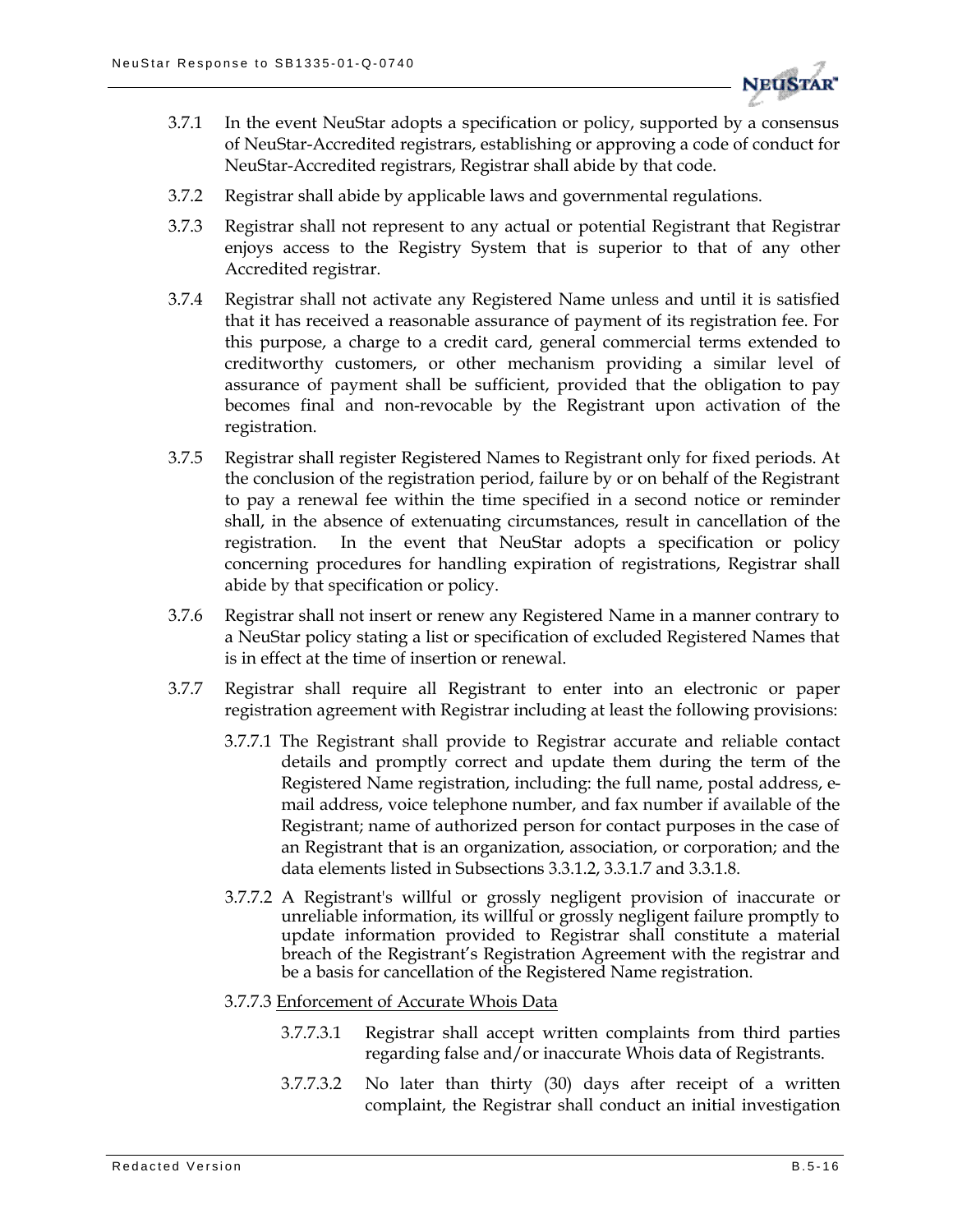3.7.1 In the event NeuStar adopts a specification or policy, supported by a consensus of NeuStar-Accredited registrars, establishing or approving a code of conduct for NeuStar-Accredited registrars, Registrar shall abide by that code.

3.7.2 Registrar shall abide by applicable laws and governmental regulations.

3.7.3 Registrar shall not represent to any actual or potential Registrant that Registrar enjoys access to the Registry System that is superior to that of any other Accredited registrar.

3.7.4 Registrar shall not activate any Registered Name unless and until it is satisfied that it has received a reasonable assurance of payment of its registration fee. For this purpose, a charge to a credit card, general commercial terms extended to creditworthy customers, or other mechanism providing a similar level of assurance of payment shall be sufficient, provided that the obligation to pay becomes final and non-revocable by the Registrant upon activation of the registration.

3.7.5 Registrar shall register Registered Names to Registrant only for fixed periods. At the conclusion of the registration period, failure by or on behalf of the Registrant to pay a renewal fee within the time specified in a second notice or reminder shall, in the absence of extenuating circumstances, result in cancellation of the registration. In the event that NeuStar adopts a specification or policy concerning procedures for handling expiration of registrations, Registrar shall abide by that specification or policy.

3.7.6 Registrar shall not insert or renew any Registered Name in a manner contrary to a NeuStar policy stating a list or specification of excluded Registered Names that is in effect at the time of insertion or renewal.

3.7.7 Registrar shall require all Registrant to enter into an electronic or paper registration agreement with Registrar including at least the following provisions:

3.7.7.1 The Registrant shall provide to Registrar accurate and reliable contact details and promptly correct and update them during the term of the Registered Name registration, including: the full name, postal address, e-mail address, voice telephone number, and fax number if available of the Registrant; name of authorized person for contact purposes in the case of an Registrant that is an organization, association, or corporation; and the data elements listed in Subsections 3.3.1.2, 3.3.1.7 and 3.3.1.8.

3.7.7.2 A Registrant's willful or grossly negligent provision of inaccurate or unreliable information, its willful or grossly negligent failure promptly to update information provided to Registrar shall constitute a material breach of the Registrant's Registration Agreement with the registrar and be a basis for cancellation of the Registered Name registration.

3.7.7.3 Enforcement of Accurate Whois Data

3.7.7.3.1 Registrar shall accept written complaints from third parties regarding false and/or inaccurate Whois data of Registrants.

3.7.7.3.2 No later than thirty (30) days after receipt of a written complaint, the Registrar shall conduct an initial investigation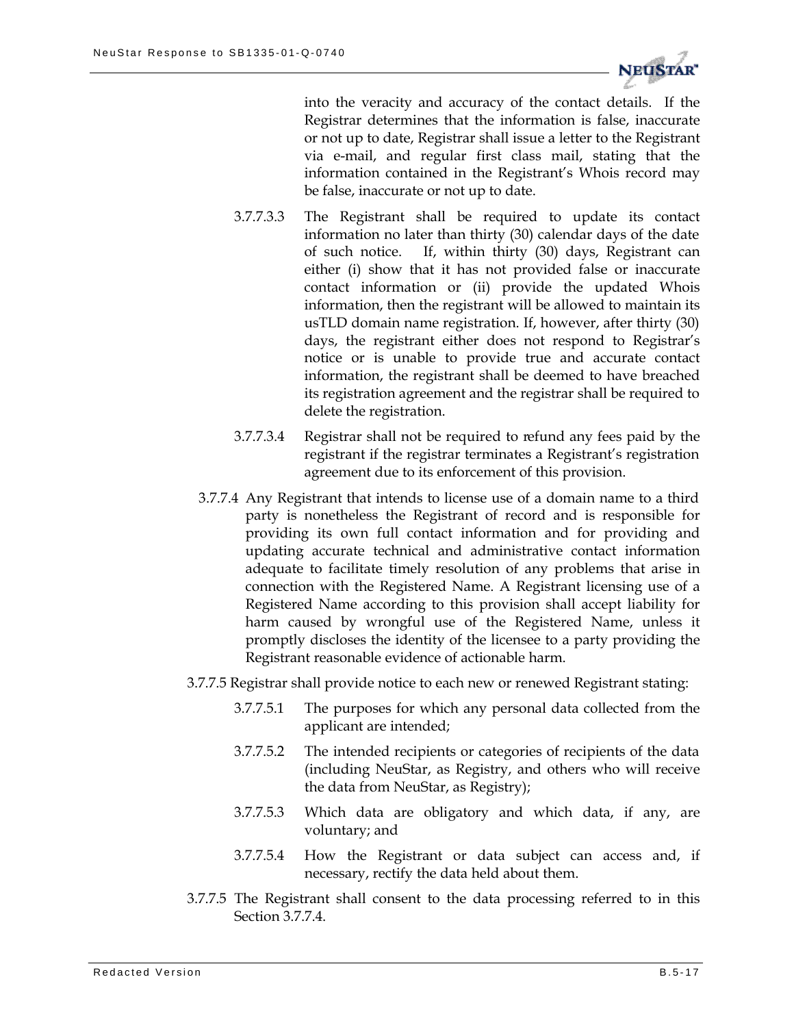into the veracity and accuracy of the contact details. If the Registrar determines that the information is false, inaccurate or not up to date, Registrar shall issue a letter to the Registrant via e-mail, and regular first class mail, stating that the information contained in the Registrant's Whois record may be false, inaccurate or not up to date.

3.7.7.3.3 The Registrant shall be required to update its contact information no later than thirty (30) calendar days of the date of such notice. If, within thirty (30) days, Registrant can either (i) show that it has not provided false or inaccurate contact information or (ii) provide the updated Whois information, then the registrant will be allowed to maintain its usTLD domain name registration. If, however, after thirty (30) days, the registrant either does not respond to Registrar's notice or is unable to provide true and accurate contact information, the registrant shall be deemed to have breached its registration agreement and the registrar shall be required to delete the registration.

3.7.7.3.4 Registrar shall not be required to refund any fees paid by the registrant if the registrar terminates a Registrant's registration agreement due to its enforcement of this provision.

3.7.7.4 Any Registrant that intends to license use of a domain name to a third party is nonetheless the Registrant of record and is responsible for providing its own full contact information and for providing and updating accurate technical and administrative contact information adequate to facilitate timely resolution of any problems that arise in connection with the Registered Name. A Registrant licensing use of a Registered Name according to this provision shall accept liability for harm caused by wrongful use of the Registered Name, unless it promptly discloses the identity of the licensee to a party providing the Registrant reasonable evidence of actionable harm.

3.7.7.5 Registrar shall provide notice to each new or renewed Registrant stating:

3.7.7.5.1 The purposes for which any personal data collected from the applicant are intended;

3.7.7.5.2 The intended recipients or categories of recipients of the data (including NeuStar, as Registry, and others who will receive the data from NeuStar, as Registry);

3.7.7.5.3 Which data are obligatory and which data, if any, are voluntary; and

3.7.7.5.4 How the Registrant or data subject can access and, if necessary, rectify the data held about them.

3.7.7.5 The Registrant shall consent to the data processing referred to in this Section 3.7.7.4.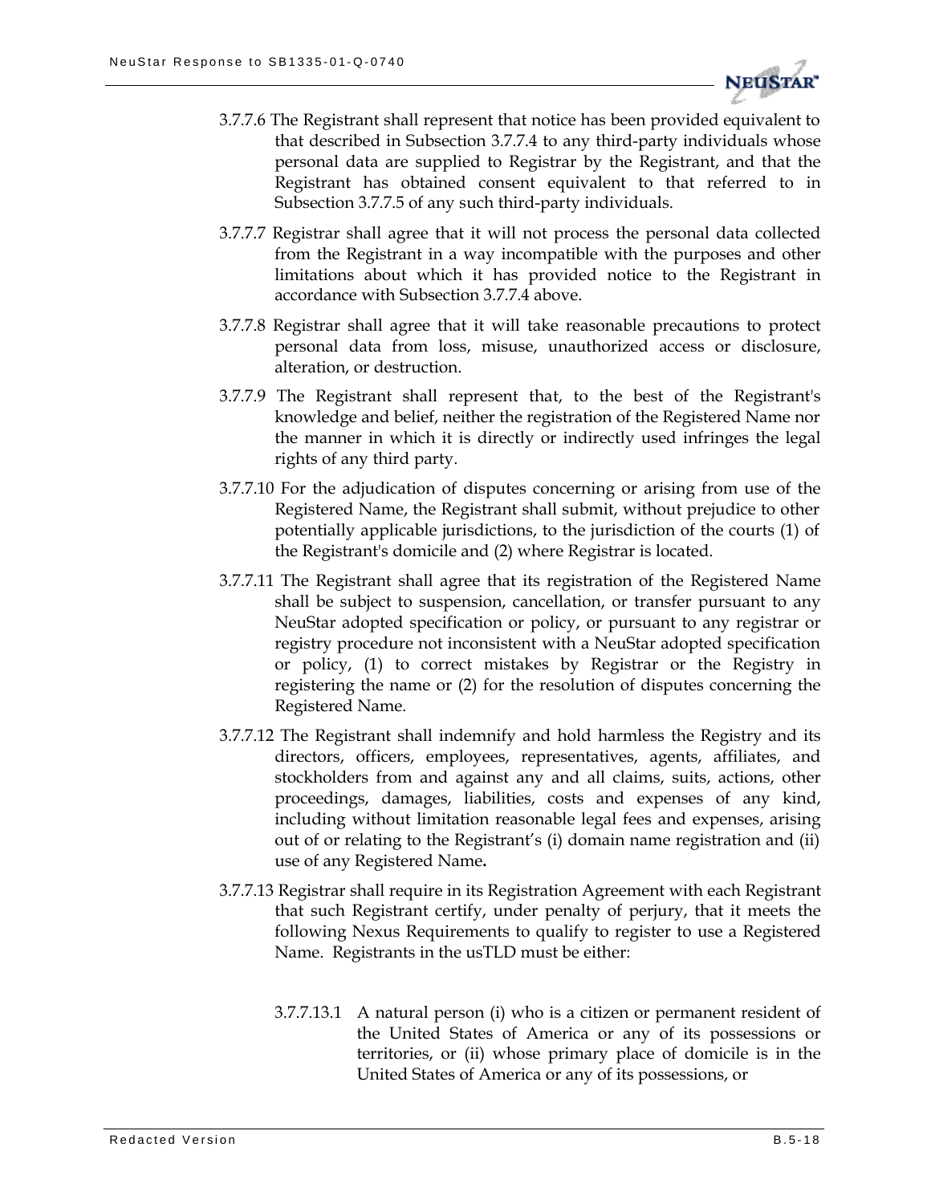3.7.7.6 The Registrant shall represent that notice has been provided equivalent to that described in Subsection 3.7.7.4 to any third-party individuals whose personal data are supplied to Registrar by the Registrant, and that the Registrant has obtained consent equivalent to that referred to in Subsection 3.7.7.5 of any such third-party individuals.

3.7.7.7 Registrar shall agree that it will not process the personal data collected from the Registrant in a way incompatible with the purposes and other limitations about which it has provided notice to the Registrant in accordance with Subsection 3.7.7.4 above.

3.7.7.8 Registrar shall agree that it will take reasonable precautions to protect personal data from loss, misuse, unauthorized access or disclosure, alteration, or destruction.

3.7.7.9 The Registrant shall represent that, to the best of the Registrant's knowledge and belief, neither the registration of the Registered Name nor the manner in which it is directly or indirectly used infringes the legal rights of any third party.

3.7.7.10 For the adjudication of disputes concerning or arising from use of the Registered Name, the Registrant shall submit, without prejudice to other potentially applicable jurisdictions, to the jurisdiction of the courts (1) of the Registrant's domicile and (2) where Registrar is located.

3.7.7.11 The Registrant shall agree that its registration of the Registered Name shall be subject to suspension, cancellation, or transfer pursuant to any NeuStar adopted specification or policy, or pursuant to any registrar or registry procedure not inconsistent with a NeuStar adopted specification or policy, (1) to correct mistakes by Registrar or the Registry in registering the name or (2) for the resolution of disputes concerning the Registered Name.

3.7.7.12 The Registrant shall indemnify and hold harmless the Registry and its directors, officers, employees, representatives, agents, affiliates, and stockholders from and against any and all claims, suits, actions, other proceedings, damages, liabilities, costs and expenses of any kind, including without limitation reasonable legal fees and expenses, arising out of or relating to the Registrant's (i) domain name registration and (ii) use of any Registered Name**.**

3.7.7.13 Registrar shall require in its Registration Agreement with each Registrant that such Registrant certify, under penalty of perjury, that it meets the following Nexus Requirements to qualify to register to use a Registered Name. Registrants in the usTLD must be either:

3.7.7.13.1 A natural person (i) who is a citizen or permanent resident of the United States of America or any of its possessions or territories, or (ii) whose primary place of domicile is in the United States of America or any of its possessions, or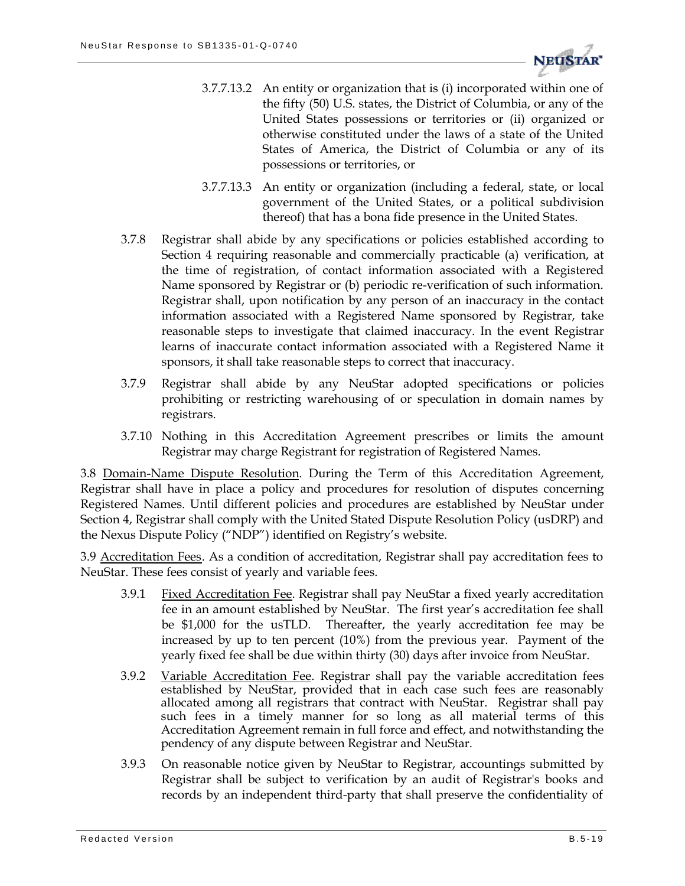3.7.7.13.2 An entity or organization that is (i) incorporated within one of the fifty (50) U.S. states, the District of Columbia, or any of the United States possessions or territories or (ii) organized or otherwise constituted under the laws of a state of the United States of America, the District of Columbia or any of its possessions or territories, or

3.7.7.13.3 An entity or organization (including a federal, state, or local government of the United States, or a political subdivision thereof) that has a bona fide presence in the United States.

3.7.8 Registrar shall abide by any specifications or policies established according to Section 4 requiring reasonable and commercially practicable (a) verification, at the time of registration, of contact information associated with a Registered Name sponsored by Registrar or (b) periodic re-verification of such information. Registrar shall, upon notification by any person of an inaccuracy in the contact information associated with a Registered Name sponsored by Registrar, take reasonable steps to investigate that claimed inaccuracy. In the event Registrar learns of inaccurate contact information associated with a Registered Name it sponsors, it shall take reasonable steps to correct that inaccuracy.

3.7.9 Registrar shall abide by any NeuStar adopted specifications or policies prohibiting or restricting warehousing of or speculation in domain names by registrars.

3.7.10 Nothing in this Accreditation Agreement prescribes or limits the amount Registrar may charge Registrant for registration of Registered Names.

3.8 Domain-Name Dispute Resolution. During the Term of this Accreditation Agreement, Registrar shall have in place a policy and procedures for resolution of disputes concerning Registered Names. Until different policies and procedures are established by NeuStar under Section 4, Registrar shall comply with the United Stated Dispute Resolution Policy (usDRP) and the Nexus Dispute Policy ("NDP") identified on Registry's website.

3.9 Accreditation Fees. As a condition of accreditation, Registrar shall pay accreditation fees to NeuStar. These fees consist of yearly and variable fees.

3.9.1 Fixed Accreditation Fee. Registrar shall pay NeuStar a fixed yearly accreditation fee in an amount established by NeuStar. The first year's accreditation fee shall be $1,000 for the usTLD. Thereafter, the yearly accreditation fee may be increased by up to ten percent (10%) from the previous year. Payment of the yearly fixed fee shall be due within thirty (30) days after invoice from NeuStar.

3.9.2 Variable Accreditation Fee. Registrar shall pay the variable accreditation fees established by NeuStar, provided that in each case such fees are reasonably allocated among all registrars that contract with NeuStar. Registrar shall pay such fees in a timely manner for so long as all material terms of this Accreditation Agreement remain in full force and effect, and notwithstanding the pendency of any dispute between Registrar and NeuStar.

3.9.3 On reasonable notice given by NeuStar to Registrar, accountings submitted by Registrar shall be subject to verification by an audit of Registrar's books and records by an independent third-party that shall preserve the confidentiality of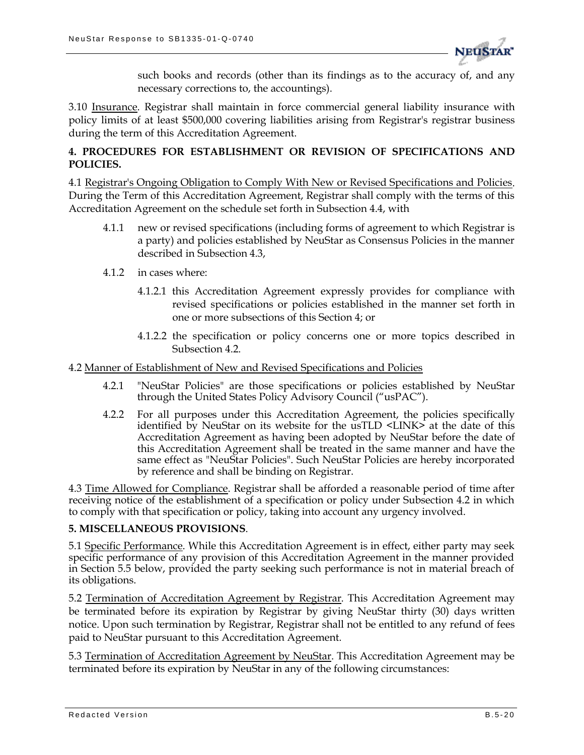such books and records (other than its findings as to the accuracy of, and any necessary corrections to, the accountings).

3.10 Insurance. Registrar shall maintain in force commercial general liability insurance with policy limits of at least $500,000 covering liabilities arising from Registrar's registrar business during the term of this Accreditation Agreement.

**4. PROCEDURES FOR ESTABLISHMENT OR REVISION OF SPECIFICATIONS AND POLICIES.**

4.1 Registrar's Ongoing Obligation to Comply With New or Revised Specifications and Policies. During the Term of this Accreditation Agreement, Registrar shall comply with the terms of this Accreditation Agreement on the schedule set forth in Subsection 4.4, with

4.1.1 new or revised specifications (including forms of agreement to which Registrar is a party) and policies established by NeuStar as Consensus Policies in the manner described in Subsection 4.3,

4.1.2 in cases where:

4.1.2.1 this Accreditation Agreement expressly provides for compliance with revised specifications or policies established in the manner set forth in one or more subsections of this Section 4; or

4.1.2.2 the specification or policy concerns one or more topics described in Subsection 4.2.

4.2 Manner of Establishment of New and Revised Specifications and Policies

4.2.1 "NeuStar Policies" are those specifications or policies established by NeuStar through the United States Policy Advisory Council ("usPAC").

4.2.2 For all purposes under this Accreditation Agreement, the policies specifically identified by NeuStar on its website for the usTLD <LINK> at the date of this Accreditation Agreement as having been adopted by NeuStar before the date of this Accreditation Agreement shall be treated in the same manner and have the same effect as "NeuStar Policies". Such NeuStar Policies are hereby incorporated by reference and shall be binding on Registrar.

4.3 Time Allowed for Compliance. Registrar shall be afforded a reasonable period of time after receiving notice of the establishment of a specification or policy under Subsection 4.2 in which to comply with that specification or policy, taking into account any urgency involved.

**5. MISCELLANEOUS PROVISIONS**.

5.1 Specific Performance. While this Accreditation Agreement is in effect, either party may seek specific performance of any provision of this Accreditation Agreement in the manner provided in Section 5.5 below, provided the party seeking such performance is not in material breach of its obligations.

5.2 Termination of Accreditation Agreement by Registrar. This Accreditation Agreement may be terminated before its expiration by Registrar by giving NeuStar thirty (30) days written notice. Upon such termination by Registrar, Registrar shall not be entitled to any refund of fees paid to NeuStar pursuant to this Accreditation Agreement.

5.3 Termination of Accreditation Agreement by NeuStar. This Accreditation Agreement may be terminated before its expiration by NeuStar in any of the following circumstances: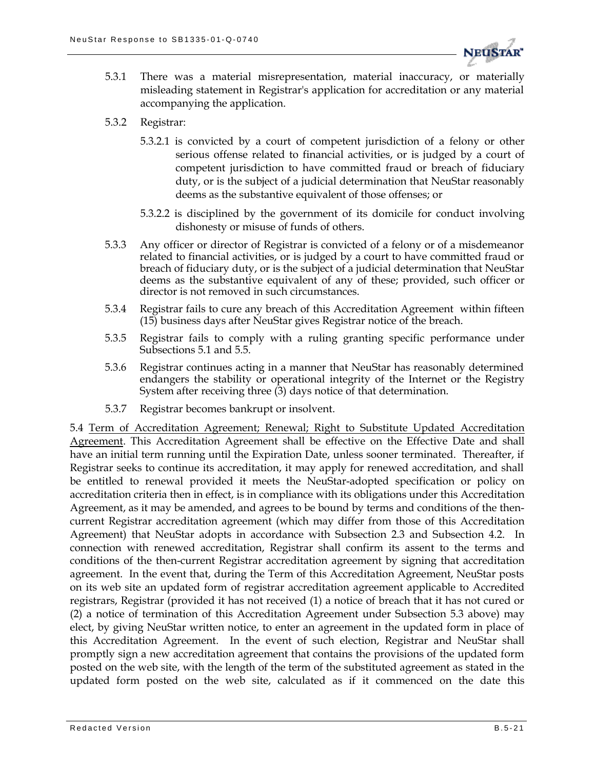5.3.1 There was a material misrepresentation, material inaccuracy, or materially misleading statement in Registrar's application for accreditation or any material accompanying the application.

5.3.2 Registrar:

5.3.2.1 is convicted by a court of competent jurisdiction of a felony or other serious offense related to financial activities, or is judged by a court of competent jurisdiction to have committed fraud or breach of fiduciary duty, or is the subject of a judicial determination that NeuStar reasonably deems as the substantive equivalent of those offenses; or

5.3.2.2 is disciplined by the government of its domicile for conduct involving dishonesty or misuse of funds of others.

5.3.3 Any officer or director of Registrar is convicted of a felony or of a misdemeanor related to financial activities, or is judged by a court to have committed fraud or breach of fiduciary duty, or is the subject of a judicial determination that NeuStar deems as the substantive equivalent of any of these; provided, such officer or director is not removed in such circumstances.

5.3.4 Registrar fails to cure any breach of this Accreditation Agreement within fifteen (15) business days after NeuStar gives Registrar notice of the breach.

5.3.5 Registrar fails to comply with a ruling granting specific performance under Subsections 5.1 and 5.5.

5.3.6 Registrar continues acting in a manner that NeuStar has reasonably determined endangers the stability or operational integrity of the Internet or the Registry System after receiving three (3) days notice of that determination.

5.3.7 Registrar becomes bankrupt or insolvent.

5.4 Term of Accreditation Agreement; Renewal; Right to Substitute Updated Accreditation Agreement. This Accreditation Agreement shall be effective on the Effective Date and shall have an initial term running until the Expiration Date, unless sooner terminated. Thereafter, if Registrar seeks to continue its accreditation, it may apply for renewed accreditation, and shall be entitled to renewal provided it meets the NeuStar-adopted specification or policy on accreditation criteria then in effect, is in compliance with its obligations under this Accreditation Agreement, as it may be amended, and agrees to be bound by terms and conditions of the then-current Registrar accreditation agreement (which may differ from those of this Accreditation Agreement) that NeuStar adopts in accordance with Subsection 2.3 and Subsection 4.2. In connection with renewed accreditation, Registrar shall confirm its assent to the terms and conditions of the then-current Registrar accreditation agreement by signing that accreditation agreement. In the event that, during the Term of this Accreditation Agreement, NeuStar posts on its web site an updated form of registrar accreditation agreement applicable to Accredited registrars, Registrar (provided it has not received (1) a notice of breach that it has not cured or (2) a notice of termination of this Accreditation Agreement under Subsection 5.3 above) may elect, by giving NeuStar written notice, to enter an agreement in the updated form in place of this Accreditation Agreement. In the event of such election, Registrar and NeuStar shall promptly sign a new accreditation agreement that contains the provisions of the updated form posted on the web site, with the length of the term of the substituted agreement as stated in the updated form posted on the web site, calculated as if it commenced on the date this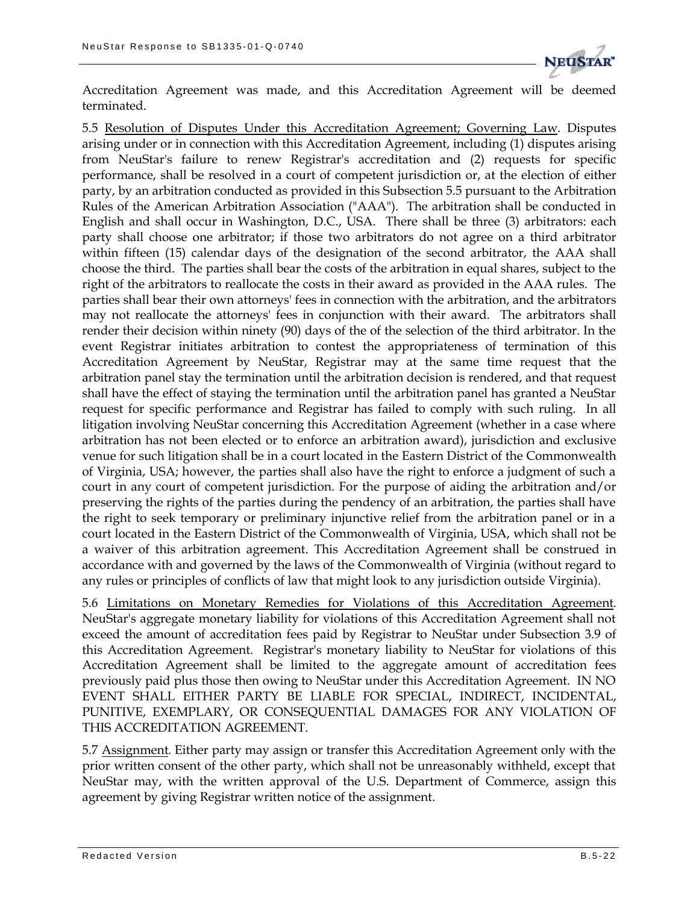Accreditation Agreement was made, and this Accreditation Agreement will be deemed terminated.

5.5 Resolution of Disputes Under this Accreditation Agreement; Governing Law. Disputes arising under or in connection with this Accreditation Agreement, including (1) disputes arising from NeuStar's failure to renew Registrar's accreditation and (2) requests for specific performance, shall be resolved in a court of competent jurisdiction or, at the election of either party, by an arbitration conducted as provided in this Subsection 5.5 pursuant to the Arbitration Rules of the American Arbitration Association ("AAA"). The arbitration shall be conducted in English and shall occur in Washington, D.C., USA. There shall be three (3) arbitrators: each party shall choose one arbitrator; if those two arbitrators do not agree on a third arbitrator within fifteen (15) calendar days of the designation of the second arbitrator, the AAA shall choose the third. The parties shall bear the costs of the arbitration in equal shares, subject to the right of the arbitrators to reallocate the costs in their award as provided in the AAA rules. The parties shall bear their own attorneys' fees in connection with the arbitration, and the arbitrators may not reallocate the attorneys' fees in conjunction with their award. The arbitrators shall render their decision within ninety (90) days of the of the selection of the third arbitrator. In the event Registrar initiates arbitration to contest the appropriateness of termination of this Accreditation Agreement by NeuStar, Registrar may at the same time request that the arbitration panel stay the termination until the arbitration decision is rendered, and that request shall have the effect of staying the termination until the arbitration panel has granted a NeuStar request for specific performance and Registrar has failed to comply with such ruling. In all litigation involving NeuStar concerning this Accreditation Agreement (whether in a case where arbitration has not been elected or to enforce an arbitration award), jurisdiction and exclusive venue for such litigation shall be in a court located in the Eastern District of the Commonwealth of Virginia, USA; however, the parties shall also have the right to enforce a judgment of such a court in any court of competent jurisdiction. For the purpose of aiding the arbitration and/or preserving the rights of the parties during the pendency of an arbitration, the parties shall have the right to seek temporary or preliminary injunctive relief from the arbitration panel or in a court located in the Eastern District of the Commonwealth of Virginia, USA, which shall not be a waiver of this arbitration agreement. This Accreditation Agreement shall be construed in accordance with and governed by the laws of the Commonwealth of Virginia (without regard to any rules or principles of conflicts of law that might look to any jurisdiction outside Virginia).

5.6 Limitations on Monetary Remedies for Violations of this Accreditation Agreement. NeuStar's aggregate monetary liability for violations of this Accreditation Agreement shall not exceed the amount of accreditation fees paid by Registrar to NeuStar under Subsection 3.9 of this Accreditation Agreement. Registrar's monetary liability to NeuStar for violations of this Accreditation Agreement shall be limited to the aggregate amount of accreditation fees previously paid plus those then owing to NeuStar under this Accreditation Agreement. IN NO EVENT SHALL EITHER PARTY BE LIABLE FOR SPECIAL, INDIRECT, INCIDENTAL, PUNITIVE, EXEMPLARY, OR CONSEQUENTIAL DAMAGES FOR ANY VIOLATION OF THIS ACCREDITATION AGREEMENT.

5.7 Assignment. Either party may assign or transfer this Accreditation Agreement only with the prior written consent of the other party, which shall not be unreasonably withheld, except that NeuStar may, with the written approval of the U.S. Department of Commerce, assign this agreement by giving Registrar written notice of the assignment.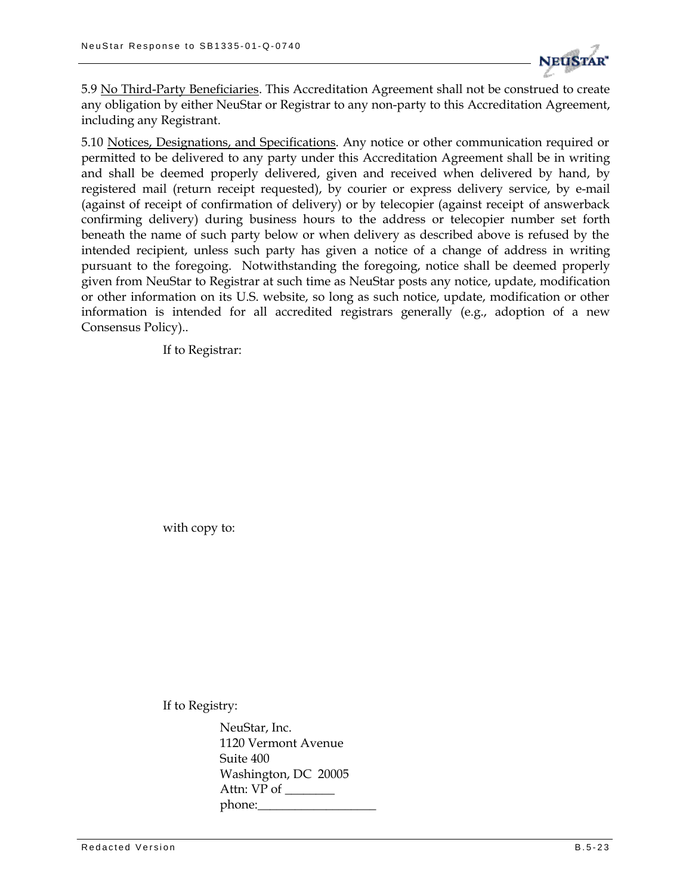5.9 No Third-Party Beneficiaries. This Accreditation Agreement shall not be construed to create any obligation by either NeuStar or Registrar to any non-party to this Accreditation Agreement, including any Registrant.

5.10 Notices, Designations, and Specifications. Any notice or other communication required or permitted to be delivered to any party under this Accreditation Agreement shall be in writing and shall be deemed properly delivered, given and received when delivered by hand, by registered mail (return receipt requested), by courier or express delivery service, by e-mail (against of receipt of confirmation of delivery) or by telecopier (against receipt of answerback confirming delivery) during business hours to the address or telecopier number set forth beneath the name of such party below or when delivery as described above is refused by the intended recipient, unless such party has given a notice of a change of address in writing pursuant to the foregoing. Notwithstanding the foregoing, notice shall be deemed properly given from NeuStar to Registrar at such time as NeuStar posts any notice, update, modification or other information on its U.S. website, so long as such notice, update, modification or other information is intended for all accredited registrars generally (e.g., adoption of a new Consensus Policy)..

If to Registrar:

with copy to:

If to Registry:

NeuStar, Inc.
1120 Vermont Avenue
Suite 400
Washington, DC 20005
Attn: VP of ________
phone:___________________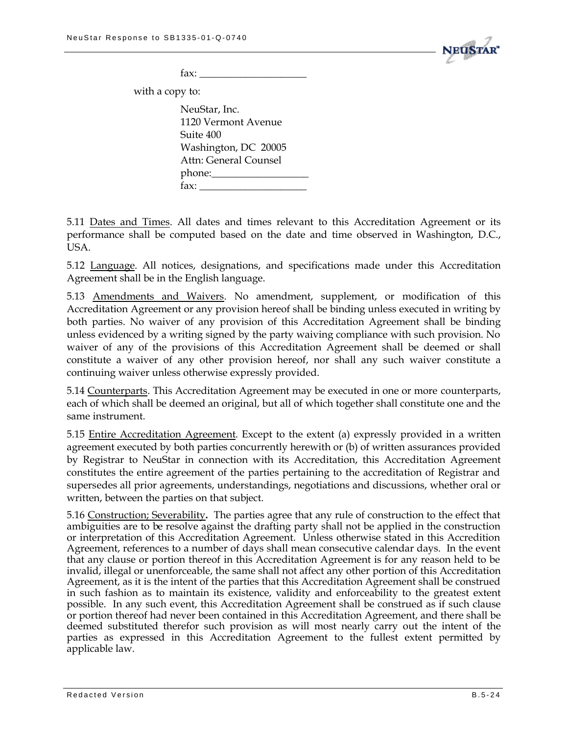fax: ____________________

with a copy to:

NeuStar, Inc.
1120 Vermont Avenue
Suite 400
Washington, DC 20005
Attn: General Counsel
phone:__________________
fax: ____________________

5.11 Dates and Times. All dates and times relevant to this Accreditation Agreement or its performance shall be computed based on the date and time observed in Washington, D.C., USA.

5.12 Language. All notices, designations, and specifications made under this Accreditation Agreement shall be in the English language.

5.13 Amendments and Waivers. No amendment, supplement, or modification of this Accreditation Agreement or any provision hereof shall be binding unless executed in writing by both parties. No waiver of any provision of this Accreditation Agreement shall be binding unless evidenced by a writing signed by the party waiving compliance with such provision. No waiver of any of the provisions of this Accreditation Agreement shall be deemed or shall constitute a waiver of any other provision hereof, nor shall any such waiver constitute a continuing waiver unless otherwise expressly provided.

5.14 Counterparts. This Accreditation Agreement may be executed in one or more counterparts, each of which shall be deemed an original, but all of which together shall constitute one and the same instrument.

5.15 Entire Accreditation Agreement. Except to the extent (a) expressly provided in a written agreement executed by both parties concurrently herewith or (b) of written assurances provided by Registrar to NeuStar in connection with its Accreditation, this Accreditation Agreement constitutes the entire agreement of the parties pertaining to the accreditation of Registrar and supersedes all prior agreements, understandings, negotiations and discussions, whether oral or written, between the parties on that subject.

5.16 Construction; Severability**.** The parties agree that any rule of construction to the effect that ambiguities are to be resolve against the drafting party shall not be applied in the construction or interpretation of this Accreditation Agreement. Unless otherwise stated in this Accredition Agreement, references to a number of days shall mean consecutive calendar days. In the event that any clause or portion thereof in this Accreditation Agreement is for any reason held to be invalid, illegal or unenforceable, the same shall not affect any other portion of this Accreditation Agreement, as it is the intent of the parties that this Accreditation Agreement shall be construed in such fashion as to maintain its existence, validity and enforceability to the greatest extent possible. In any such event, this Accreditation Agreement shall be construed as if such clause or portion thereof had never been contained in this Accreditation Agreement, and there shall be deemed substituted therefor such provision as will most nearly carry out the intent of the parties as expressed in this Accreditation Agreement to the fullest extent permitted by applicable law.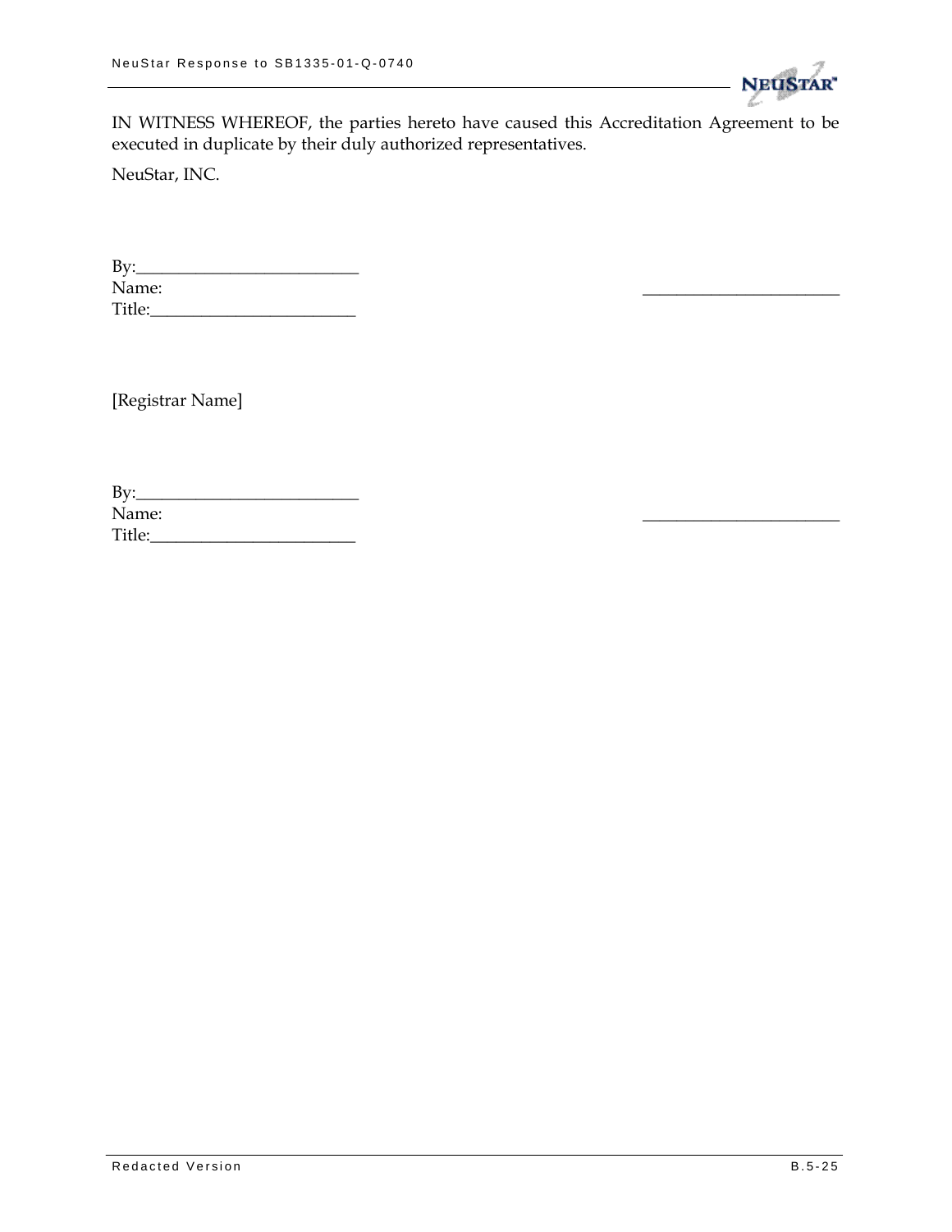IN WITNESS WHEREOF, the parties hereto have caused this Accreditation Agreement to be executed in duplicate by their duly authorized representatives.

NeuStar, INC.

By:_________________________
Name: _______________________
Title:_______________________

[Registrar Name]

By:_________________________
Name: _______________________
Title:_______________________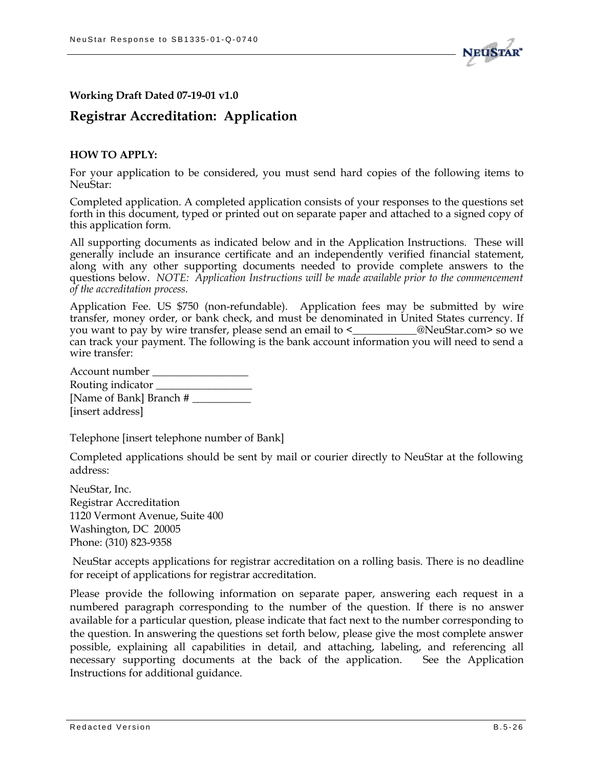**Working Draft Dated 07-19-01 v1.0**

## Registrar Accreditation: Application

**HOW TO APPLY:**

For your application to be considered, you must send hard copies of the following items to NeuStar:

Completed application. A completed application consists of your responses to the questions set forth in this document, typed or printed out on separate paper and attached to a signed copy of this application form.

All supporting documents as indicated below and in the Application Instructions. These will generally include an insurance certificate and an independently verified financial statement, along with any other supporting documents needed to provide complete answers to the questions below. *NOTE: Application Instructions will be made available prior to the commencement of the accreditation process.*

Application Fee. US $750 (non-refundable). Application fees may be submitted by wire transfer, money order, or bank check, and must be denominated in United States currency. If you want to pay by wire transfer, please send an email to <____________@NeuStar.com> so we can track your payment. The following is the bank account information you will need to send a wire transfer:

Account number _________________
Routing indicator _________________
[Name of Bank] Branch # ___________
[insert address]

Telephone [insert telephone number of Bank]

Completed applications should be sent by mail or courier directly to NeuStar at the following address:

NeuStar, Inc.
Registrar Accreditation
1120 Vermont Avenue, Suite 400
Washington, DC 20005
Phone: (310) 823-9358

NeuStar accepts applications for registrar accreditation on a rolling basis. There is no deadline for receipt of applications for registrar accreditation.

Please provide the following information on separate paper, answering each request in a numbered paragraph corresponding to the number of the question. If there is no answer available for a particular question, please indicate that fact next to the number corresponding to the question. In answering the questions set forth below, please give the most complete answer possible, explaining all capabilities in detail, and attaching, labeling, and referencing all necessary supporting documents at the back of the application. See the Application Instructions for additional guidance.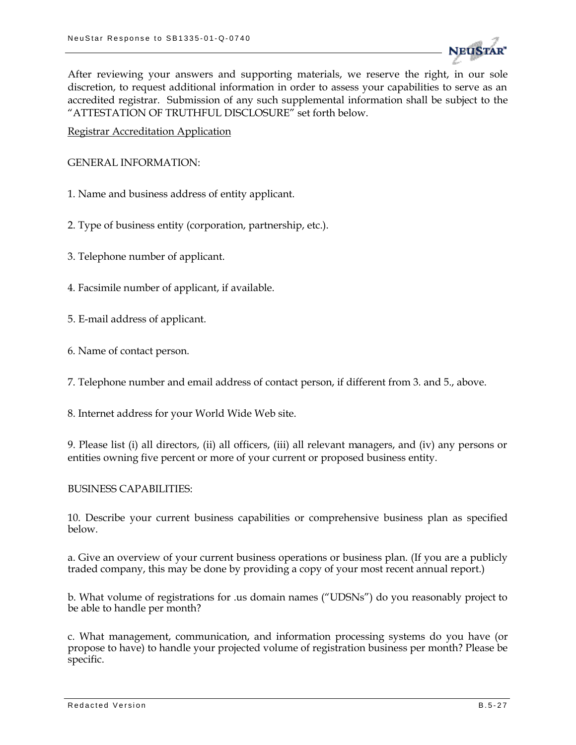After reviewing your answers and supporting materials, we reserve the right, in our sole discretion, to request additional information in order to assess your capabilities to serve as an accredited registrar. Submission of any such supplemental information shall be subject to the "ATTESTATION OF TRUTHFUL DISCLOSURE" set forth below.

<u>Registrar Accreditation Application</u>

GENERAL INFORMATION:

1. Name and business address of entity applicant.

2. Type of business entity (corporation, partnership, etc.).

3. Telephone number of applicant.

4. Facsimile number of applicant, if available.

5. E-mail address of applicant.

6. Name of contact person.

7. Telephone number and email address of contact person, if different from 3. and 5., above.

8. Internet address for your World Wide Web site.

9. Please list (i) all directors, (ii) all officers, (iii) all relevant managers, and (iv) any persons or entities owning five percent or more of your current or proposed business entity.

BUSINESS CAPABILITIES:

10. Describe your current business capabilities or comprehensive business plan as specified below.

a. Give an overview of your current business operations or business plan. (If you are a publicly traded company, this may be done by providing a copy of your most recent annual report.)

b. What volume of registrations for .us domain names ("UDSNs") do you reasonably project to be able to handle per month?

c. What management, communication, and information processing systems do you have (or propose to have) to handle your projected volume of registration business per month? Please be specific.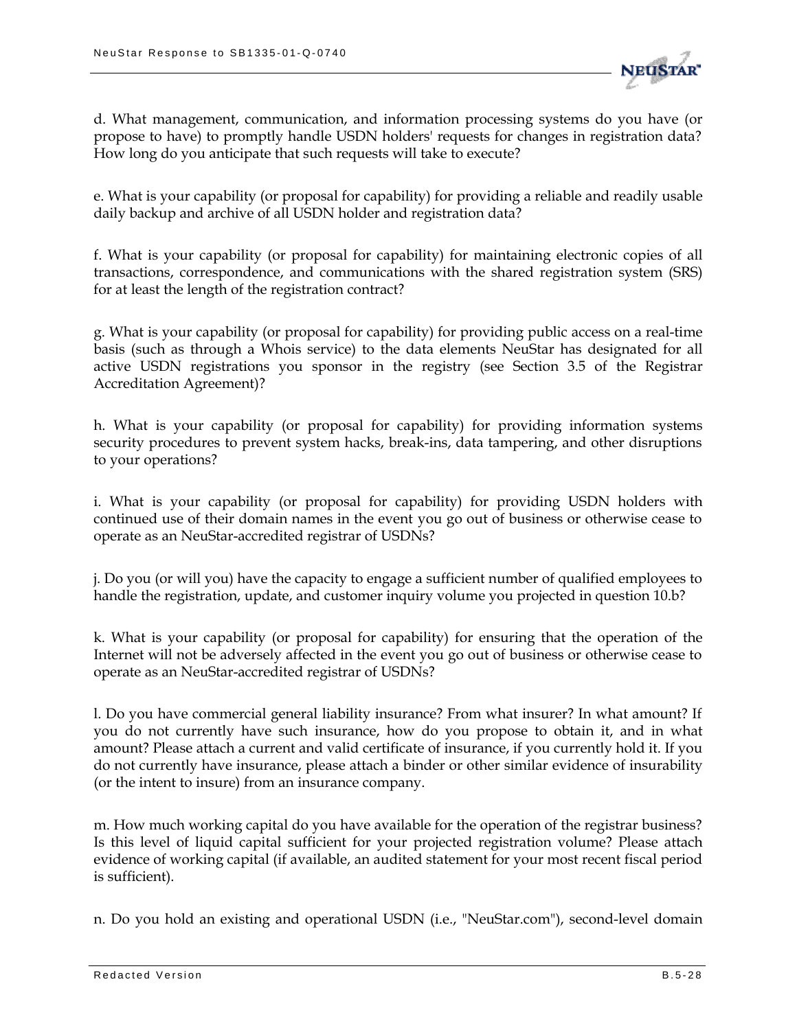d. What management, communication, and information processing systems do you have (or propose to have) to promptly handle USDN holders' requests for changes in registration data? How long do you anticipate that such requests will take to execute?

e. What is your capability (or proposal for capability) for providing a reliable and readily usable daily backup and archive of all USDN holder and registration data?

f. What is your capability (or proposal for capability) for maintaining electronic copies of all transactions, correspondence, and communications with the shared registration system (SRS) for at least the length of the registration contract?

g. What is your capability (or proposal for capability) for providing public access on a real-time basis (such as through a Whois service) to the data elements NeuStar has designated for all active USDN registrations you sponsor in the registry (see Section 3.5 of the Registrar Accreditation Agreement)?

h. What is your capability (or proposal for capability) for providing information systems security procedures to prevent system hacks, break-ins, data tampering, and other disruptions to your operations?

i. What is your capability (or proposal for capability) for providing USDN holders with continued use of their domain names in the event you go out of business or otherwise cease to operate as an NeuStar-accredited registrar of USDNs?

j. Do you (or will you) have the capacity to engage a sufficient number of qualified employees to handle the registration, update, and customer inquiry volume you projected in question 10.b?

k. What is your capability (or proposal for capability) for ensuring that the operation of the Internet will not be adversely affected in the event you go out of business or otherwise cease to operate as an NeuStar-accredited registrar of USDNs?

l. Do you have commercial general liability insurance? From what insurer? In what amount? If you do not currently have such insurance, how do you propose to obtain it, and in what amount? Please attach a current and valid certificate of insurance, if you currently hold it. If you do not currently have insurance, please attach a binder or other similar evidence of insurability (or the intent to insure) from an insurance company.

m. How much working capital do you have available for the operation of the registrar business? Is this level of liquid capital sufficient for your projected registration volume? Please attach evidence of working capital (if available, an audited statement for your most recent fiscal period is sufficient).

n. Do you hold an existing and operational USDN (i.e., "NeuStar.com"), second-level domain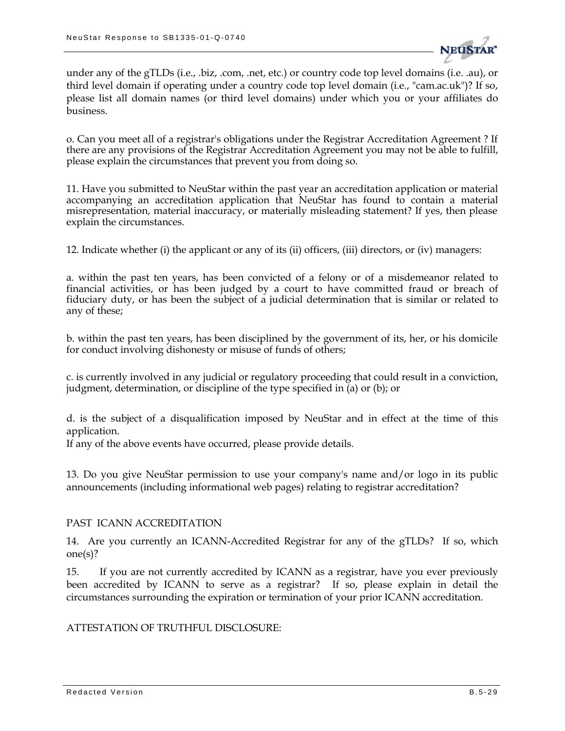under any of the gTLDs (i.e., .biz, .com, .net, etc.) or country code top level domains (i.e. .au), or third level domain if operating under a country code top level domain (i.e., "cam.ac.uk")? If so, please list all domain names (or third level domains) under which you or your affiliates do business.

o. Can you meet all of a registrar's obligations under the Registrar Accreditation Agreement ? If there are any provisions of the Registrar Accreditation Agreement you may not be able to fulfill, please explain the circumstances that prevent you from doing so.

11. Have you submitted to NeuStar within the past year an accreditation application or material accompanying an accreditation application that NeuStar has found to contain a material misrepresentation, material inaccuracy, or materially misleading statement? If yes, then please explain the circumstances.

12. Indicate whether (i) the applicant or any of its (ii) officers, (iii) directors, or (iv) managers:

a. within the past ten years, has been convicted of a felony or of a misdemeanor related to financial activities, or has been judged by a court to have committed fraud or breach of fiduciary duty, or has been the subject of a judicial determination that is similar or related to any of these;

b. within the past ten years, has been disciplined by the government of its, her, or his domicile for conduct involving dishonesty or misuse of funds of others;

c. is currently involved in any judicial or regulatory proceeding that could result in a conviction, judgment, determination, or discipline of the type specified in (a) or (b); or

d. is the subject of a disqualification imposed by NeuStar and in effect at the time of this application.
If any of the above events have occurred, please provide details.

13. Do you give NeuStar permission to use your company's name and/or logo in its public announcements (including informational web pages) relating to registrar accreditation?

PAST ICANN ACCREDITATION

14. Are you currently an ICANN-Accredited Registrar for any of the gTLDs? If so, which one(s)?

15. If you are not currently accredited by ICANN as a registrar, have you ever previously been accredited by ICANN to serve as a registrar? If so, please explain in detail the circumstances surrounding the expiration or termination of your prior ICANN accreditation.

ATTESTATION OF TRUTHFUL DISCLOSURE: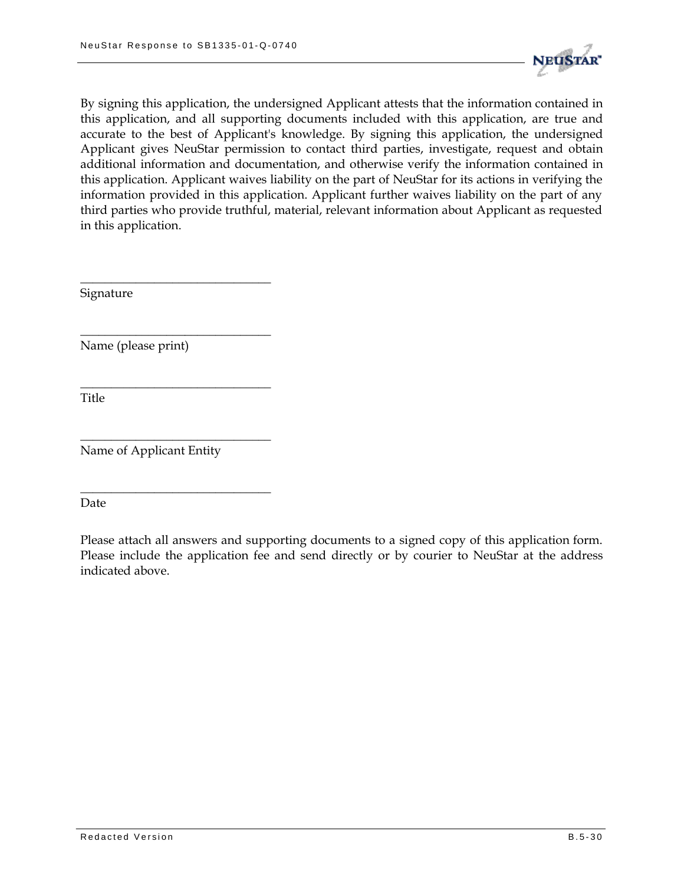By signing this application, the undersigned Applicant attests that the information contained in this application, and all supporting documents included with this application, are true and accurate to the best of Applicant's knowledge. By signing this application, the undersigned Applicant gives NeuStar permission to contact third parties, investigate, request and obtain additional information and documentation, and otherwise verify the information contained in this application. Applicant waives liability on the part of NeuStar for its actions in verifying the information provided in this application. Applicant further waives liability on the part of any third parties who provide truthful, material, relevant information about Applicant as requested in this application.

_______________________________
Signature

_______________________________
Name (please print)

_______________________________
Title

_______________________________
Name of Applicant Entity

_______________________________
Date

Please attach all answers and supporting documents to a signed copy of this application form. Please include the application fee and send directly or by courier to NeuStar at the address indicated above.